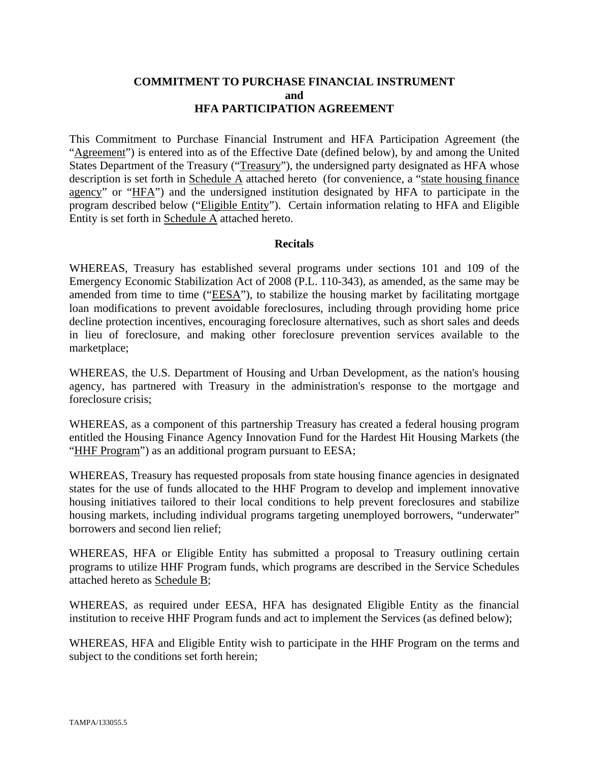# COMMITMENT TO PURCHASE FINANCIAL INSTRUMENT
## and
## HFA PARTICIPATION AGREEMENT

This Commitment to Purchase Financial Instrument and HFA Participation Agreement (the "Agreement") is entered into as of the Effective Date (defined below), by and among the United States Department of the Treasury ("Treasury"), the undersigned party designated as HFA whose description is set forth in Schedule A attached hereto (for convenience, a "state housing finance agency" or "HFA") and the undersigned institution designated by HFA to participate in the program described below ("Eligible Entity"). Certain information relating to HFA and Eligible Entity is set forth in Schedule A attached hereto.

### Recitals

WHEREAS, Treasury has established several programs under sections 101 and 109 of the Emergency Economic Stabilization Act of 2008 (P.L. 110-343), as amended, as the same may be amended from time to time ("EESA"), to stabilize the housing market by facilitating mortgage loan modifications to prevent avoidable foreclosures, including through providing home price decline protection incentives, encouraging foreclosure alternatives, such as short sales and deeds in lieu of foreclosure, and making other foreclosure prevention services available to the marketplace;

WHEREAS, the U.S. Department of Housing and Urban Development, as the nation's housing agency, has partnered with Treasury in the administration's response to the mortgage and foreclosure crisis;

WHEREAS, as a component of this partnership Treasury has created a federal housing program entitled the Housing Finance Agency Innovation Fund for the Hardest Hit Housing Markets (the "HHF Program") as an additional program pursuant to EESA;

WHEREAS, Treasury has requested proposals from state housing finance agencies in designated states for the use of funds allocated to the HHF Program to develop and implement innovative housing initiatives tailored to their local conditions to help prevent foreclosures and stabilize housing markets, including individual programs targeting unemployed borrowers, "underwater" borrowers and second lien relief;

WHEREAS, HFA or Eligible Entity has submitted a proposal to Treasury outlining certain programs to utilize HHF Program funds, which programs are described in the Service Schedules attached hereto as Schedule B;

WHEREAS, as required under EESA, HFA has designated Eligible Entity as the financial institution to receive HHF Program funds and act to implement the Services (as defined below);

WHEREAS, HFA and Eligible Entity wish to participate in the HHF Program on the terms and subject to the conditions set forth herein;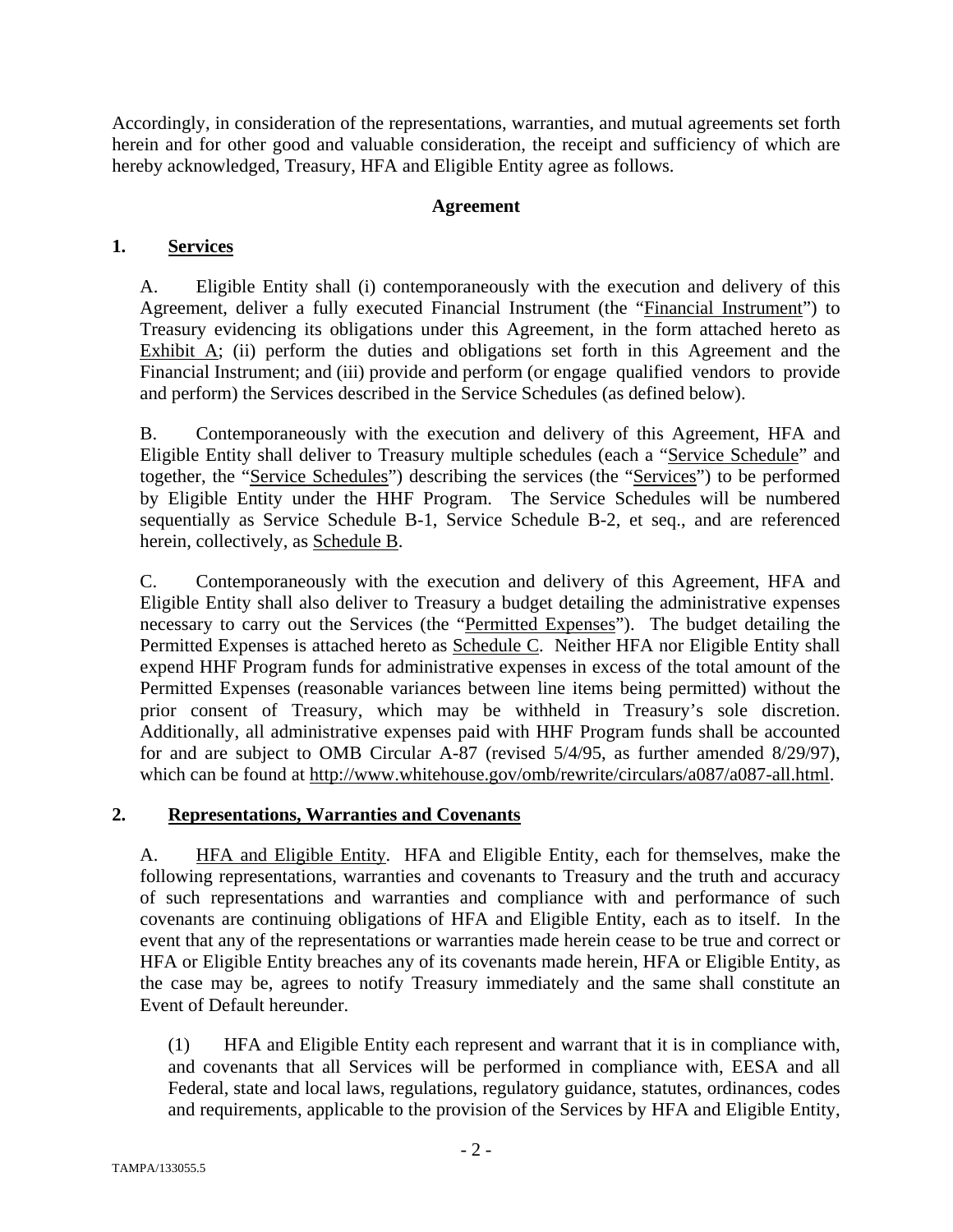Accordingly, in consideration of the representations, warranties, and mutual agreements set forth herein and for other good and valuable consideration, the receipt and sufficiency of which are hereby acknowledged, Treasury, HFA and Eligible Entity agree as follows.

**Agreement**

## 1. Services

A. Eligible Entity shall (i) contemporaneously with the execution and delivery of this Agreement, deliver a fully executed Financial Instrument (the "Financial Instrument") to Treasury evidencing its obligations under this Agreement, in the form attached hereto as Exhibit A; (ii) perform the duties and obligations set forth in this Agreement and the Financial Instrument; and (iii) provide and perform (or engage qualified vendors to provide and perform) the Services described in the Service Schedules (as defined below).

B. Contemporaneously with the execution and delivery of this Agreement, HFA and Eligible Entity shall deliver to Treasury multiple schedules (each a "Service Schedule" and together, the "Service Schedules") describing the services (the "Services") to be performed by Eligible Entity under the HHF Program. The Service Schedules will be numbered sequentially as Service Schedule B-1, Service Schedule B-2, et seq., and are referenced herein, collectively, as Schedule B.

C. Contemporaneously with the execution and delivery of this Agreement, HFA and Eligible Entity shall also deliver to Treasury a budget detailing the administrative expenses necessary to carry out the Services (the "Permitted Expenses"). The budget detailing the Permitted Expenses is attached hereto as Schedule C. Neither HFA nor Eligible Entity shall expend HHF Program funds for administrative expenses in excess of the total amount of the Permitted Expenses (reasonable variances between line items being permitted) without the prior consent of Treasury, which may be withheld in Treasury's sole discretion. Additionally, all administrative expenses paid with HHF Program funds shall be accounted for and are subject to OMB Circular A-87 (revised 5/4/95, as further amended 8/29/97), which can be found at http://www.whitehouse.gov/omb/rewrite/circulars/a087/a087-all.html.

## 2. Representations, Warranties and Covenants

A. HFA and Eligible Entity. HFA and Eligible Entity, each for themselves, make the following representations, warranties and covenants to Treasury and the truth and accuracy of such representations and warranties and compliance with and performance of such covenants are continuing obligations of HFA and Eligible Entity, each as to itself. In the event that any of the representations or warranties made herein cease to be true and correct or HFA or Eligible Entity breaches any of its covenants made herein, HFA or Eligible Entity, as the case may be, agrees to notify Treasury immediately and the same shall constitute an Event of Default hereunder.

(1) HFA and Eligible Entity each represent and warrant that it is in compliance with, and covenants that all Services will be performed in compliance with, EESA and all Federal, state and local laws, regulations, regulatory guidance, statutes, ordinances, codes and requirements, applicable to the provision of the Services by HFA and Eligible Entity,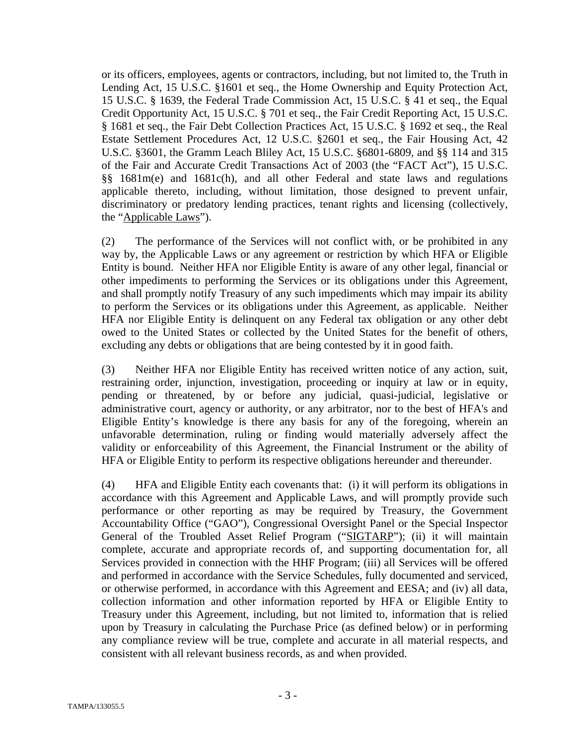or its officers, employees, agents or contractors, including, but not limited to, the Truth in Lending Act, 15 U.S.C. §1601 et seq., the Home Ownership and Equity Protection Act, 15 U.S.C. § 1639, the Federal Trade Commission Act, 15 U.S.C. § 41 et seq., the Equal Credit Opportunity Act, 15 U.S.C. § 701 et seq., the Fair Credit Reporting Act, 15 U.S.C. § 1681 et seq., the Fair Debt Collection Practices Act, 15 U.S.C. § 1692 et seq., the Real Estate Settlement Procedures Act, 12 U.S.C. §2601 et seq., the Fair Housing Act, 42 U.S.C. §3601, the Gramm Leach Bliley Act, 15 U.S.C. §6801-6809, and §§ 114 and 315 of the Fair and Accurate Credit Transactions Act of 2003 (the "FACT Act"), 15 U.S.C. §§ 1681m(e) and 1681c(h), and all other Federal and state laws and regulations applicable thereto, including, without limitation, those designed to prevent unfair, discriminatory or predatory lending practices, tenant rights and licensing (collectively, the "Applicable Laws").

(2) The performance of the Services will not conflict with, or be prohibited in any way by, the Applicable Laws or any agreement or restriction by which HFA or Eligible Entity is bound. Neither HFA nor Eligible Entity is aware of any other legal, financial or other impediments to performing the Services or its obligations under this Agreement, and shall promptly notify Treasury of any such impediments which may impair its ability to perform the Services or its obligations under this Agreement, as applicable. Neither HFA nor Eligible Entity is delinquent on any Federal tax obligation or any other debt owed to the United States or collected by the United States for the benefit of others, excluding any debts or obligations that are being contested by it in good faith.

(3) Neither HFA nor Eligible Entity has received written notice of any action, suit, restraining order, injunction, investigation, proceeding or inquiry at law or in equity, pending or threatened, by or before any judicial, quasi-judicial, legislative or administrative court, agency or authority, or any arbitrator, nor to the best of HFA's and Eligible Entity's knowledge is there any basis for any of the foregoing, wherein an unfavorable determination, ruling or finding would materially adversely affect the validity or enforceability of this Agreement, the Financial Instrument or the ability of HFA or Eligible Entity to perform its respective obligations hereunder and thereunder.

(4) HFA and Eligible Entity each covenants that: (i) it will perform its obligations in accordance with this Agreement and Applicable Laws, and will promptly provide such performance or other reporting as may be required by Treasury, the Government Accountability Office ("GAO"), Congressional Oversight Panel or the Special Inspector General of the Troubled Asset Relief Program ("SIGTARP"); (ii) it will maintain complete, accurate and appropriate records of, and supporting documentation for, all Services provided in connection with the HHF Program; (iii) all Services will be offered and performed in accordance with the Service Schedules, fully documented and serviced, or otherwise performed, in accordance with this Agreement and EESA; and (iv) all data, collection information and other information reported by HFA or Eligible Entity to Treasury under this Agreement, including, but not limited to, information that is relied upon by Treasury in calculating the Purchase Price (as defined below) or in performing any compliance review will be true, complete and accurate in all material respects, and consistent with all relevant business records, as and when provided.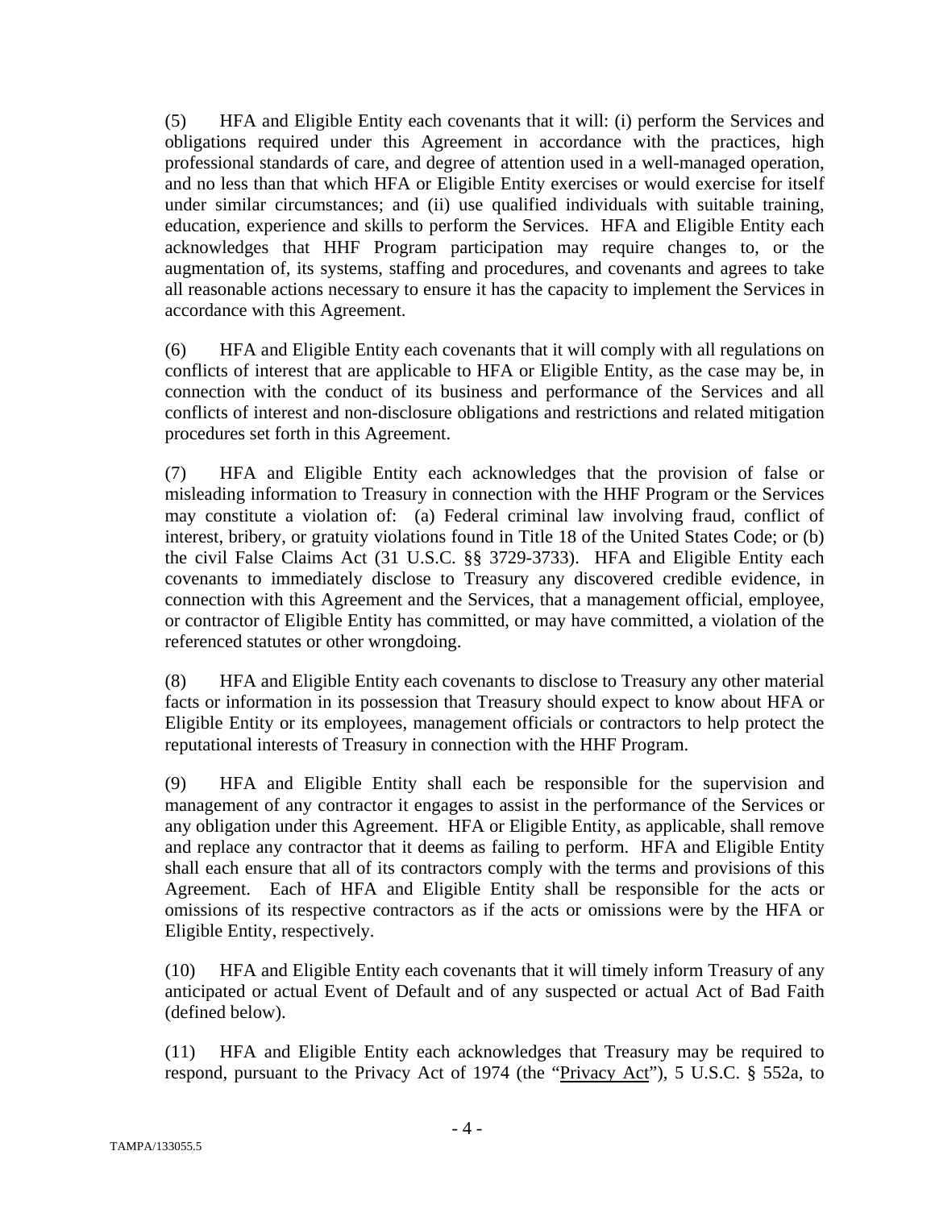(5) HFA and Eligible Entity each covenants that it will: (i) perform the Services and obligations required under this Agreement in accordance with the practices, high professional standards of care, and degree of attention used in a well-managed operation, and no less than that which HFA or Eligible Entity exercises or would exercise for itself under similar circumstances; and (ii) use qualified individuals with suitable training, education, experience and skills to perform the Services. HFA and Eligible Entity each acknowledges that HHF Program participation may require changes to, or the augmentation of, its systems, staffing and procedures, and covenants and agrees to take all reasonable actions necessary to ensure it has the capacity to implement the Services in accordance with this Agreement.

(6) HFA and Eligible Entity each covenants that it will comply with all regulations on conflicts of interest that are applicable to HFA or Eligible Entity, as the case may be, in connection with the conduct of its business and performance of the Services and all conflicts of interest and non-disclosure obligations and restrictions and related mitigation procedures set forth in this Agreement.

(7) HFA and Eligible Entity each acknowledges that the provision of false or misleading information to Treasury in connection with the HHF Program or the Services may constitute a violation of: (a) Federal criminal law involving fraud, conflict of interest, bribery, or gratuity violations found in Title 18 of the United States Code; or (b) the civil False Claims Act (31 U.S.C. §§ 3729-3733). HFA and Eligible Entity each covenants to immediately disclose to Treasury any discovered credible evidence, in connection with this Agreement and the Services, that a management official, employee, or contractor of Eligible Entity has committed, or may have committed, a violation of the referenced statutes or other wrongdoing.

(8) HFA and Eligible Entity each covenants to disclose to Treasury any other material facts or information in its possession that Treasury should expect to know about HFA or Eligible Entity or its employees, management officials or contractors to help protect the reputational interests of Treasury in connection with the HHF Program.

(9) HFA and Eligible Entity shall each be responsible for the supervision and management of any contractor it engages to assist in the performance of the Services or any obligation under this Agreement. HFA or Eligible Entity, as applicable, shall remove and replace any contractor that it deems as failing to perform. HFA and Eligible Entity shall each ensure that all of its contractors comply with the terms and provisions of this Agreement. Each of HFA and Eligible Entity shall be responsible for the acts or omissions of its respective contractors as if the acts or omissions were by the HFA or Eligible Entity, respectively.

(10) HFA and Eligible Entity each covenants that it will timely inform Treasury of any anticipated or actual Event of Default and of any suspected or actual Act of Bad Faith (defined below).

(11) HFA and Eligible Entity each acknowledges that Treasury may be required to respond, pursuant to the Privacy Act of 1974 (the "Privacy Act"), 5 U.S.C. § 552a, to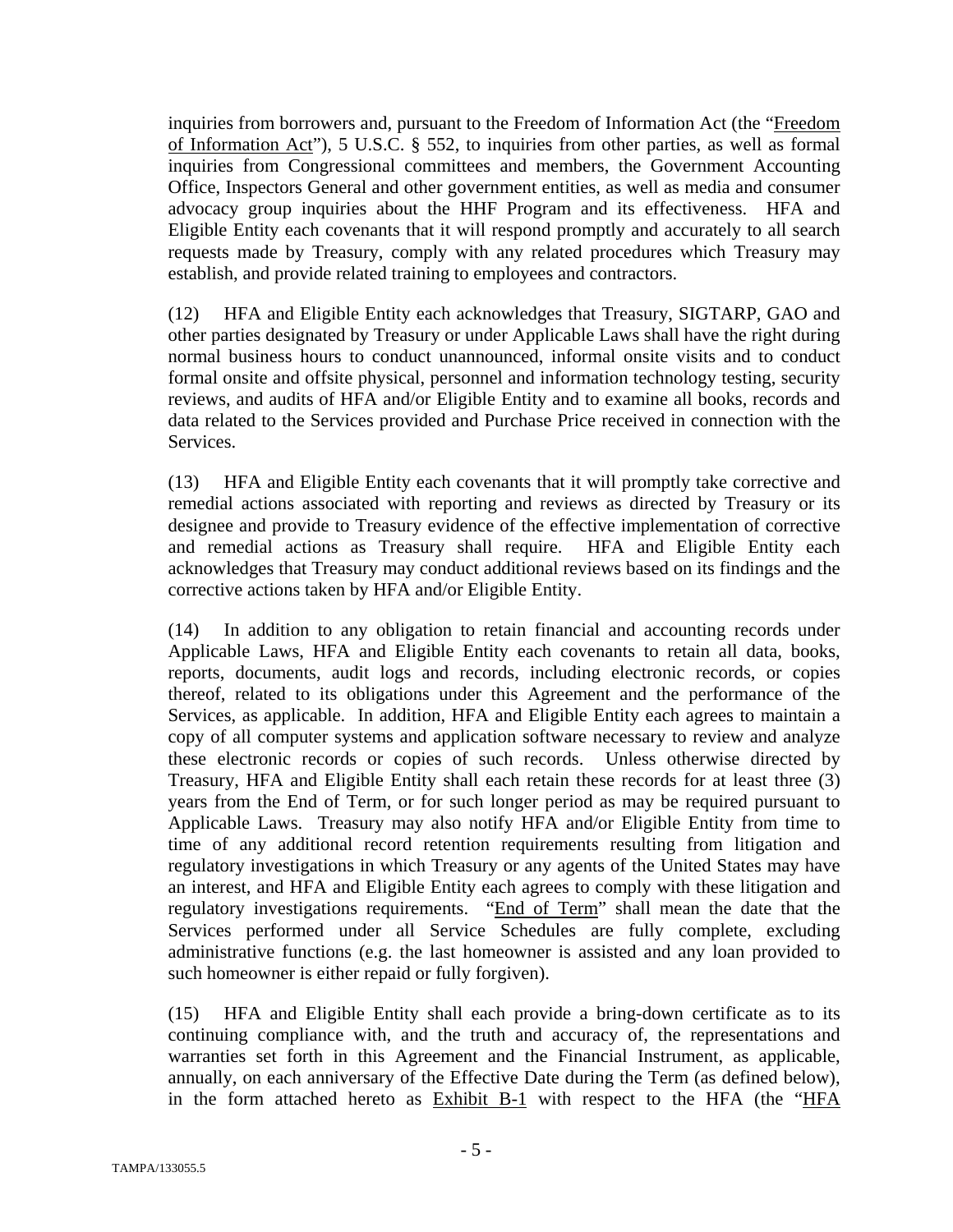inquiries from borrowers and, pursuant to the Freedom of Information Act (the "Freedom of Information Act"), 5 U.S.C. § 552, to inquiries from other parties, as well as formal inquiries from Congressional committees and members, the Government Accounting Office, Inspectors General and other government entities, as well as media and consumer advocacy group inquiries about the HHF Program and its effectiveness. HFA and Eligible Entity each covenants that it will respond promptly and accurately to all search requests made by Treasury, comply with any related procedures which Treasury may establish, and provide related training to employees and contractors.

(12) HFA and Eligible Entity each acknowledges that Treasury, SIGTARP, GAO and other parties designated by Treasury or under Applicable Laws shall have the right during normal business hours to conduct unannounced, informal onsite visits and to conduct formal onsite and offsite physical, personnel and information technology testing, security reviews, and audits of HFA and/or Eligible Entity and to examine all books, records and data related to the Services provided and Purchase Price received in connection with the Services.

(13) HFA and Eligible Entity each covenants that it will promptly take corrective and remedial actions associated with reporting and reviews as directed by Treasury or its designee and provide to Treasury evidence of the effective implementation of corrective and remedial actions as Treasury shall require. HFA and Eligible Entity each acknowledges that Treasury may conduct additional reviews based on its findings and the corrective actions taken by HFA and/or Eligible Entity.

(14) In addition to any obligation to retain financial and accounting records under Applicable Laws, HFA and Eligible Entity each covenants to retain all data, books, reports, documents, audit logs and records, including electronic records, or copies thereof, related to its obligations under this Agreement and the performance of the Services, as applicable. In addition, HFA and Eligible Entity each agrees to maintain a copy of all computer systems and application software necessary to review and analyze these electronic records or copies of such records. Unless otherwise directed by Treasury, HFA and Eligible Entity shall each retain these records for at least three (3) years from the End of Term, or for such longer period as may be required pursuant to Applicable Laws. Treasury may also notify HFA and/or Eligible Entity from time to time of any additional record retention requirements resulting from litigation and regulatory investigations in which Treasury or any agents of the United States may have an interest, and HFA and Eligible Entity each agrees to comply with these litigation and regulatory investigations requirements. "End of Term" shall mean the date that the Services performed under all Service Schedules are fully complete, excluding administrative functions (e.g. the last homeowner is assisted and any loan provided to such homeowner is either repaid or fully forgiven).

(15) HFA and Eligible Entity shall each provide a bring-down certificate as to its continuing compliance with, and the truth and accuracy of, the representations and warranties set forth in this Agreement and the Financial Instrument, as applicable, annually, on each anniversary of the Effective Date during the Term (as defined below), in the form attached hereto as Exhibit B-1 with respect to the HFA (the "HFA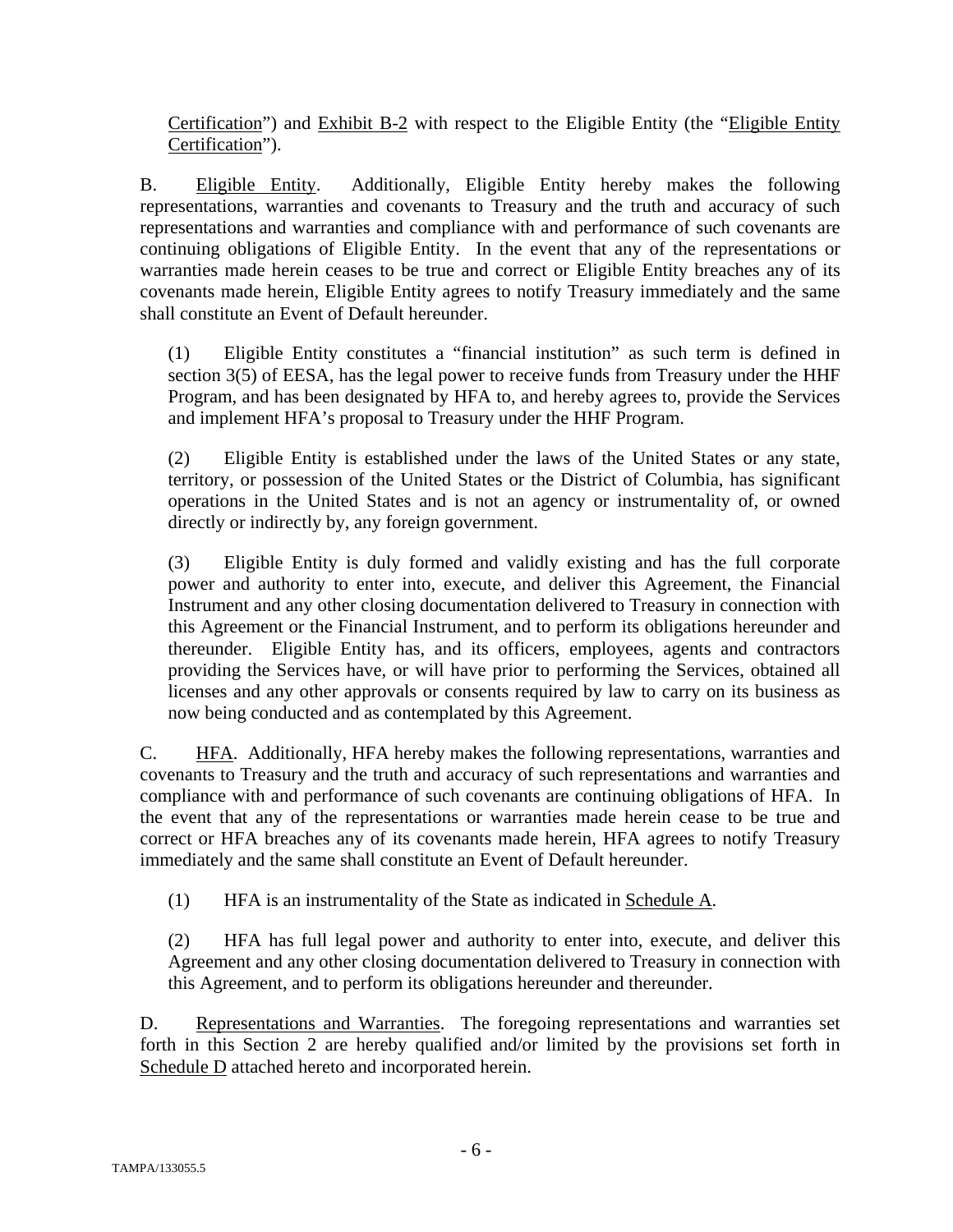Certification") and Exhibit B-2 with respect to the Eligible Entity (the "Eligible Entity Certification").

B. Eligible Entity. Additionally, Eligible Entity hereby makes the following representations, warranties and covenants to Treasury and the truth and accuracy of such representations and warranties and compliance with and performance of such covenants are continuing obligations of Eligible Entity. In the event that any of the representations or warranties made herein ceases to be true and correct or Eligible Entity breaches any of its covenants made herein, Eligible Entity agrees to notify Treasury immediately and the same shall constitute an Event of Default hereunder.

(1) Eligible Entity constitutes a "financial institution" as such term is defined in section 3(5) of EESA, has the legal power to receive funds from Treasury under the HHF Program, and has been designated by HFA to, and hereby agrees to, provide the Services and implement HFA's proposal to Treasury under the HHF Program.

(2) Eligible Entity is established under the laws of the United States or any state, territory, or possession of the United States or the District of Columbia, has significant operations in the United States and is not an agency or instrumentality of, or owned directly or indirectly by, any foreign government.

(3) Eligible Entity is duly formed and validly existing and has the full corporate power and authority to enter into, execute, and deliver this Agreement, the Financial Instrument and any other closing documentation delivered to Treasury in connection with this Agreement or the Financial Instrument, and to perform its obligations hereunder and thereunder. Eligible Entity has, and its officers, employees, agents and contractors providing the Services have, or will have prior to performing the Services, obtained all licenses and any other approvals or consents required by law to carry on its business as now being conducted and as contemplated by this Agreement.

C. HFA. Additionally, HFA hereby makes the following representations, warranties and covenants to Treasury and the truth and accuracy of such representations and warranties and compliance with and performance of such covenants are continuing obligations of HFA. In the event that any of the representations or warranties made herein cease to be true and correct or HFA breaches any of its covenants made herein, HFA agrees to notify Treasury immediately and the same shall constitute an Event of Default hereunder.

(1) HFA is an instrumentality of the State as indicated in Schedule A.

(2) HFA has full legal power and authority to enter into, execute, and deliver this Agreement and any other closing documentation delivered to Treasury in connection with this Agreement, and to perform its obligations hereunder and thereunder.

D. Representations and Warranties. The foregoing representations and warranties set forth in this Section 2 are hereby qualified and/or limited by the provisions set forth in Schedule D attached hereto and incorporated herein.

TAMPA/133055.5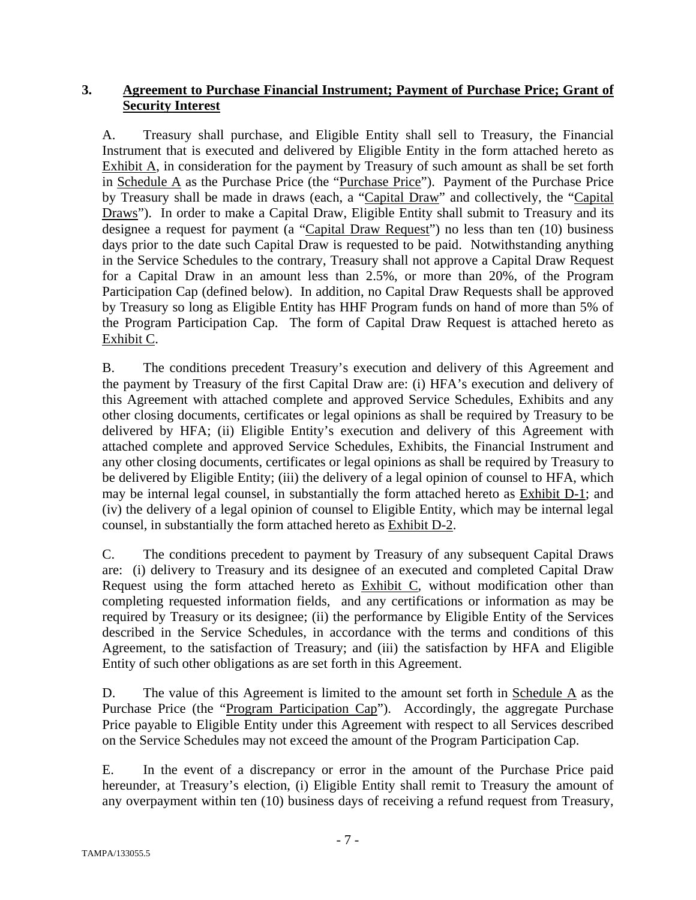## 3. **Agreement to Purchase Financial Instrument; Payment of Purchase Price; Grant of Security Interest**

A. Treasury shall purchase, and Eligible Entity shall sell to Treasury, the Financial Instrument that is executed and delivered by Eligible Entity in the form attached hereto as Exhibit A, in consideration for the payment by Treasury of such amount as shall be set forth in Schedule A as the Purchase Price (the "Purchase Price"). Payment of the Purchase Price by Treasury shall be made in draws (each, a "Capital Draw" and collectively, the "Capital Draws"). In order to make a Capital Draw, Eligible Entity shall submit to Treasury and its designee a request for payment (a "Capital Draw Request") no less than ten (10) business days prior to the date such Capital Draw is requested to be paid. Notwithstanding anything in the Service Schedules to the contrary, Treasury shall not approve a Capital Draw Request for a Capital Draw in an amount less than 2.5%, or more than 20%, of the Program Participation Cap (defined below). In addition, no Capital Draw Requests shall be approved by Treasury so long as Eligible Entity has HHF Program funds on hand of more than 5% of the Program Participation Cap. The form of Capital Draw Request is attached hereto as Exhibit C.

B. The conditions precedent Treasury's execution and delivery of this Agreement and the payment by Treasury of the first Capital Draw are: (i) HFA's execution and delivery of this Agreement with attached complete and approved Service Schedules, Exhibits and any other closing documents, certificates or legal opinions as shall be required by Treasury to be delivered by HFA; (ii) Eligible Entity's execution and delivery of this Agreement with attached complete and approved Service Schedules, Exhibits, the Financial Instrument and any other closing documents, certificates or legal opinions as shall be required by Treasury to be delivered by Eligible Entity; (iii) the delivery of a legal opinion of counsel to HFA, which may be internal legal counsel, in substantially the form attached hereto as Exhibit D-1; and (iv) the delivery of a legal opinion of counsel to Eligible Entity, which may be internal legal counsel, in substantially the form attached hereto as Exhibit D-2.

C. The conditions precedent to payment by Treasury of any subsequent Capital Draws are: (i) delivery to Treasury and its designee of an executed and completed Capital Draw Request using the form attached hereto as Exhibit C, without modification other than completing requested information fields, and any certifications or information as may be required by Treasury or its designee; (ii) the performance by Eligible Entity of the Services described in the Service Schedules, in accordance with the terms and conditions of this Agreement, to the satisfaction of Treasury; and (iii) the satisfaction by HFA and Eligible Entity of such other obligations as are set forth in this Agreement.

D. The value of this Agreement is limited to the amount set forth in Schedule A as the Purchase Price (the "Program Participation Cap"). Accordingly, the aggregate Purchase Price payable to Eligible Entity under this Agreement with respect to all Services described on the Service Schedules may not exceed the amount of the Program Participation Cap.

E. In the event of a discrepancy or error in the amount of the Purchase Price paid hereunder, at Treasury's election, (i) Eligible Entity shall remit to Treasury the amount of any overpayment within ten (10) business days of receiving a refund request from Treasury,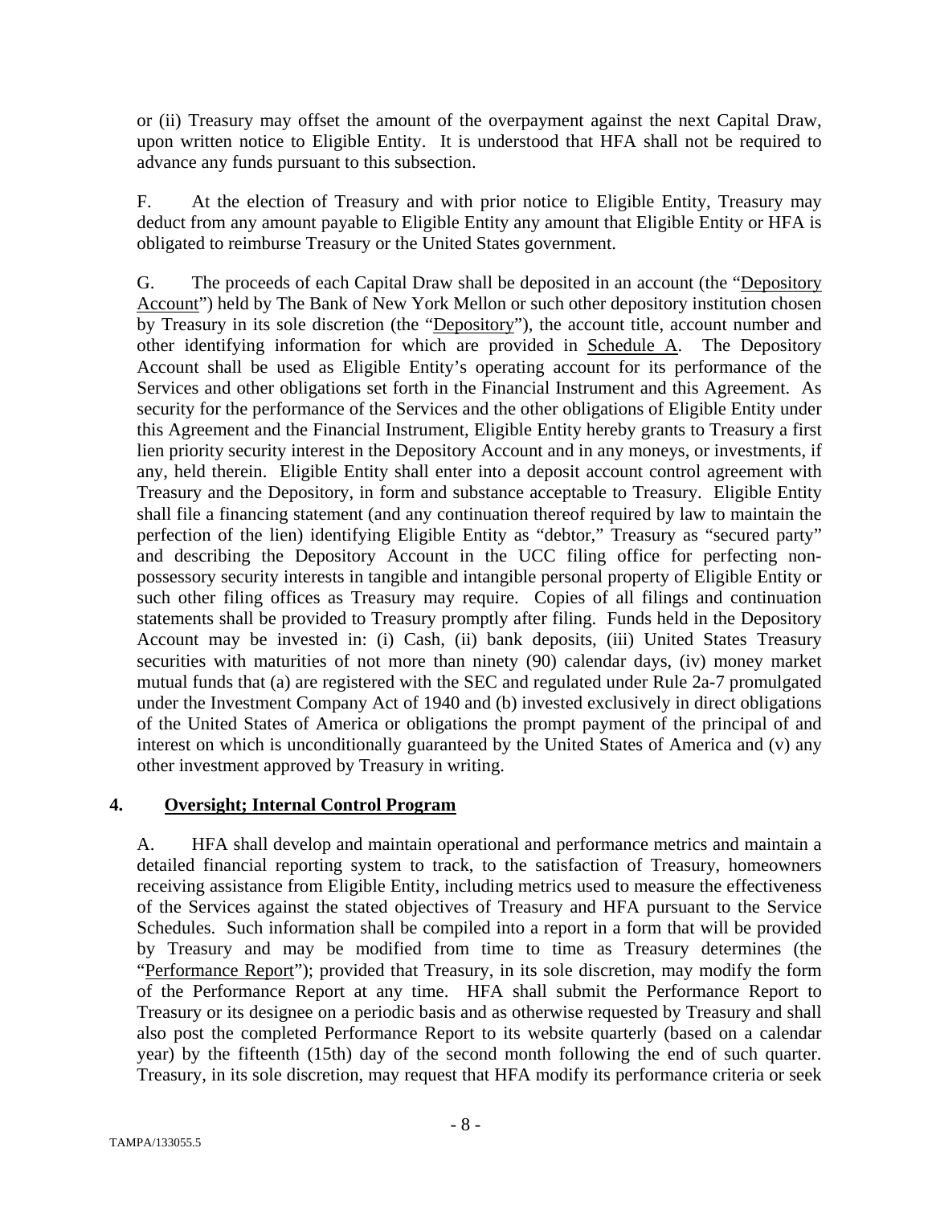or (ii) Treasury may offset the amount of the overpayment against the next Capital Draw, upon written notice to Eligible Entity. It is understood that HFA shall not be required to advance any funds pursuant to this subsection.

F. At the election of Treasury and with prior notice to Eligible Entity, Treasury may deduct from any amount payable to Eligible Entity any amount that Eligible Entity or HFA is obligated to reimburse Treasury or the United States government.

G. The proceeds of each Capital Draw shall be deposited in an account (the "Depository Account") held by The Bank of New York Mellon or such other depository institution chosen by Treasury in its sole discretion (the "Depository"), the account title, account number and other identifying information for which are provided in Schedule A. The Depository Account shall be used as Eligible Entity's operating account for its performance of the Services and other obligations set forth in the Financial Instrument and this Agreement. As security for the performance of the Services and the other obligations of Eligible Entity under this Agreement and the Financial Instrument, Eligible Entity hereby grants to Treasury a first lien priority security interest in the Depository Account and in any moneys, or investments, if any, held therein. Eligible Entity shall enter into a deposit account control agreement with Treasury and the Depository, in form and substance acceptable to Treasury. Eligible Entity shall file a financing statement (and any continuation thereof required by law to maintain the perfection of the lien) identifying Eligible Entity as "debtor," Treasury as "secured party" and describing the Depository Account in the UCC filing office for perfecting non-possessory security interests in tangible and intangible personal property of Eligible Entity or such other filing offices as Treasury may require. Copies of all filings and continuation statements shall be provided to Treasury promptly after filing. Funds held in the Depository Account may be invested in: (i) Cash, (ii) bank deposits, (iii) United States Treasury securities with maturities of not more than ninety (90) calendar days, (iv) money market mutual funds that (a) are registered with the SEC and regulated under Rule 2a-7 promulgated under the Investment Company Act of 1940 and (b) invested exclusively in direct obligations of the United States of America or obligations the prompt payment of the principal of and interest on which is unconditionally guaranteed by the United States of America and (v) any other investment approved by Treasury in writing.

## 4. Oversight; Internal Control Program

A. HFA shall develop and maintain operational and performance metrics and maintain a detailed financial reporting system to track, to the satisfaction of Treasury, homeowners receiving assistance from Eligible Entity, including metrics used to measure the effectiveness of the Services against the stated objectives of Treasury and HFA pursuant to the Service Schedules. Such information shall be compiled into a report in a form that will be provided by Treasury and may be modified from time to time as Treasury determines (the "Performance Report"); provided that Treasury, in its sole discretion, may modify the form of the Performance Report at any time. HFA shall submit the Performance Report to Treasury or its designee on a periodic basis and as otherwise requested by Treasury and shall also post the completed Performance Report to its website quarterly (based on a calendar year) by the fifteenth (15th) day of the second month following the end of such quarter. Treasury, in its sole discretion, may request that HFA modify its performance criteria or seek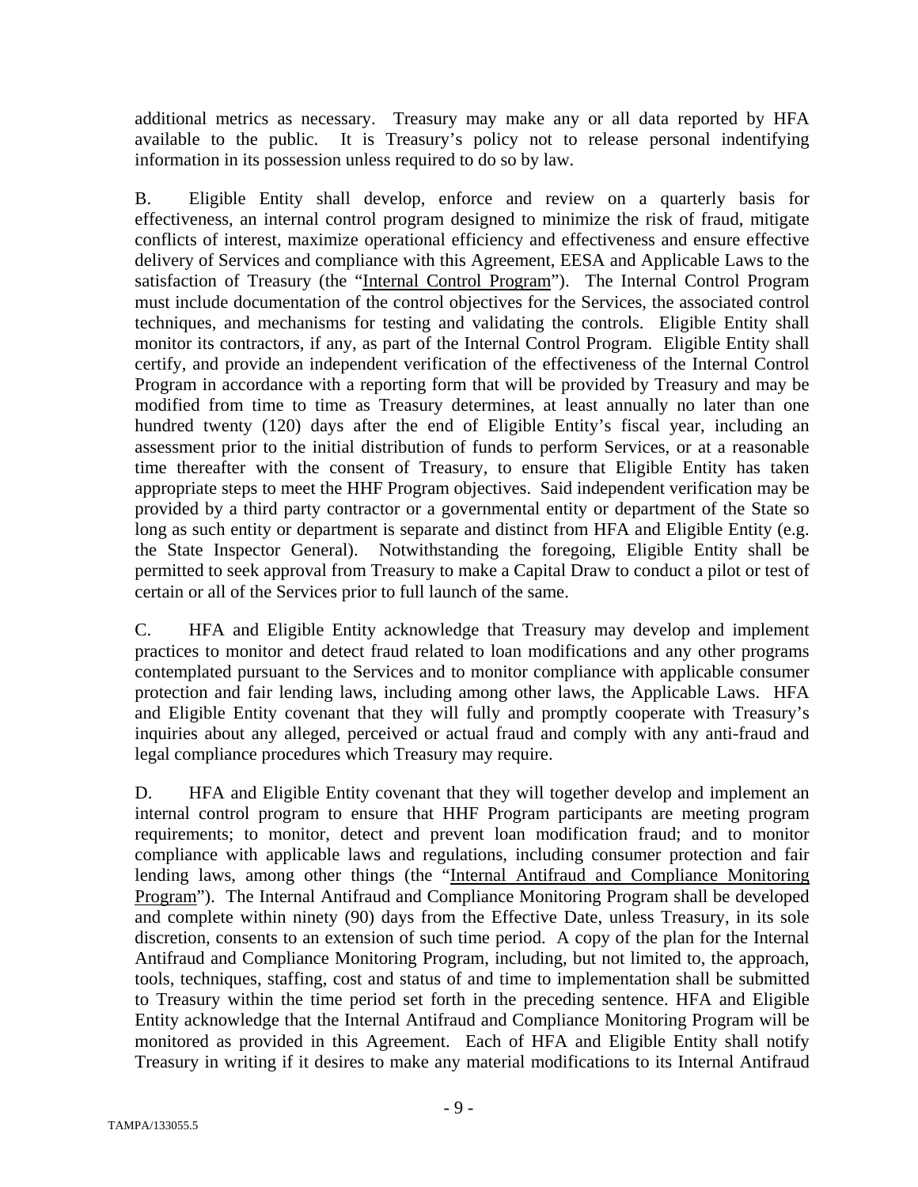additional metrics as necessary. Treasury may make any or all data reported by HFA available to the public. It is Treasury's policy not to release personal indentifying information in its possession unless required to do so by law.

B. Eligible Entity shall develop, enforce and review on a quarterly basis for effectiveness, an internal control program designed to minimize the risk of fraud, mitigate conflicts of interest, maximize operational efficiency and effectiveness and ensure effective delivery of Services and compliance with this Agreement, EESA and Applicable Laws to the satisfaction of Treasury (the "Internal Control Program"). The Internal Control Program must include documentation of the control objectives for the Services, the associated control techniques, and mechanisms for testing and validating the controls. Eligible Entity shall monitor its contractors, if any, as part of the Internal Control Program. Eligible Entity shall certify, and provide an independent verification of the effectiveness of the Internal Control Program in accordance with a reporting form that will be provided by Treasury and may be modified from time to time as Treasury determines, at least annually no later than one hundred twenty (120) days after the end of Eligible Entity's fiscal year, including an assessment prior to the initial distribution of funds to perform Services, or at a reasonable time thereafter with the consent of Treasury, to ensure that Eligible Entity has taken appropriate steps to meet the HHF Program objectives. Said independent verification may be provided by a third party contractor or a governmental entity or department of the State so long as such entity or department is separate and distinct from HFA and Eligible Entity (e.g. the State Inspector General). Notwithstanding the foregoing, Eligible Entity shall be permitted to seek approval from Treasury to make a Capital Draw to conduct a pilot or test of certain or all of the Services prior to full launch of the same.

C. HFA and Eligible Entity acknowledge that Treasury may develop and implement practices to monitor and detect fraud related to loan modifications and any other programs contemplated pursuant to the Services and to monitor compliance with applicable consumer protection and fair lending laws, including among other laws, the Applicable Laws. HFA and Eligible Entity covenant that they will fully and promptly cooperate with Treasury's inquiries about any alleged, perceived or actual fraud and comply with any anti-fraud and legal compliance procedures which Treasury may require.

D. HFA and Eligible Entity covenant that they will together develop and implement an internal control program to ensure that HHF Program participants are meeting program requirements; to monitor, detect and prevent loan modification fraud; and to monitor compliance with applicable laws and regulations, including consumer protection and fair lending laws, among other things (the "Internal Antifraud and Compliance Monitoring Program"). The Internal Antifraud and Compliance Monitoring Program shall be developed and complete within ninety (90) days from the Effective Date, unless Treasury, in its sole discretion, consents to an extension of such time period. A copy of the plan for the Internal Antifraud and Compliance Monitoring Program, including, but not limited to, the approach, tools, techniques, staffing, cost and status of and time to implementation shall be submitted to Treasury within the time period set forth in the preceding sentence. HFA and Eligible Entity acknowledge that the Internal Antifraud and Compliance Monitoring Program will be monitored as provided in this Agreement. Each of HFA and Eligible Entity shall notify Treasury in writing if it desires to make any material modifications to its Internal Antifraud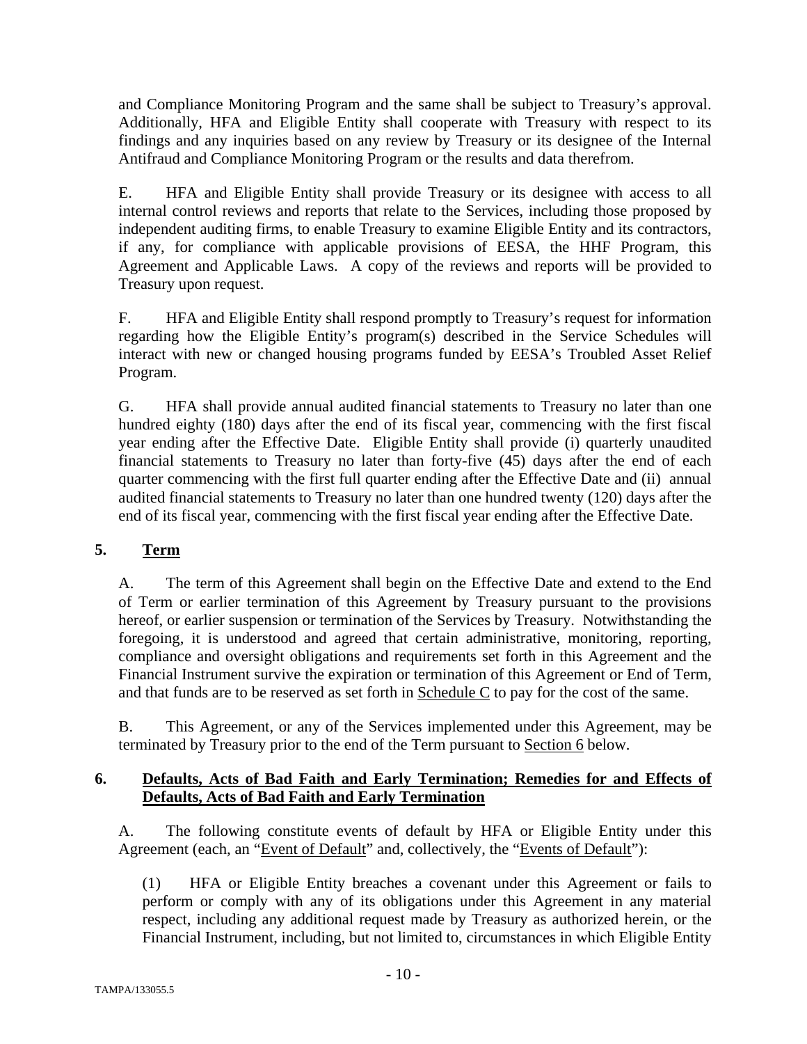and Compliance Monitoring Program and the same shall be subject to Treasury's approval. Additionally, HFA and Eligible Entity shall cooperate with Treasury with respect to its findings and any inquiries based on any review by Treasury or its designee of the Internal Antifraud and Compliance Monitoring Program or the results and data therefrom.

E. HFA and Eligible Entity shall provide Treasury or its designee with access to all internal control reviews and reports that relate to the Services, including those proposed by independent auditing firms, to enable Treasury to examine Eligible Entity and its contractors, if any, for compliance with applicable provisions of EESA, the HHF Program, this Agreement and Applicable Laws. A copy of the reviews and reports will be provided to Treasury upon request.

F. HFA and Eligible Entity shall respond promptly to Treasury's request for information regarding how the Eligible Entity's program(s) described in the Service Schedules will interact with new or changed housing programs funded by EESA's Troubled Asset Relief Program.

G. HFA shall provide annual audited financial statements to Treasury no later than one hundred eighty (180) days after the end of its fiscal year, commencing with the first fiscal year ending after the Effective Date. Eligible Entity shall provide (i) quarterly unaudited financial statements to Treasury no later than forty-five (45) days after the end of each quarter commencing with the first full quarter ending after the Effective Date and (ii) annual audited financial statements to Treasury no later than one hundred twenty (120) days after the end of its fiscal year, commencing with the first fiscal year ending after the Effective Date.

## 5. Term

A. The term of this Agreement shall begin on the Effective Date and extend to the End of Term or earlier termination of this Agreement by Treasury pursuant to the provisions hereof, or earlier suspension or termination of the Services by Treasury. Notwithstanding the foregoing, it is understood and agreed that certain administrative, monitoring, reporting, compliance and oversight obligations and requirements set forth in this Agreement and the Financial Instrument survive the expiration or termination of this Agreement or End of Term, and that funds are to be reserved as set forth in Schedule C to pay for the cost of the same.

B. This Agreement, or any of the Services implemented under this Agreement, may be terminated by Treasury prior to the end of the Term pursuant to Section 6 below.

## 6. Defaults, Acts of Bad Faith and Early Termination; Remedies for and Effects of Defaults, Acts of Bad Faith and Early Termination

A. The following constitute events of default by HFA or Eligible Entity under this Agreement (each, an "Event of Default" and, collectively, the "Events of Default"):

(1) HFA or Eligible Entity breaches a covenant under this Agreement or fails to perform or comply with any of its obligations under this Agreement in any material respect, including any additional request made by Treasury as authorized herein, or the Financial Instrument, including, but not limited to, circumstances in which Eligible Entity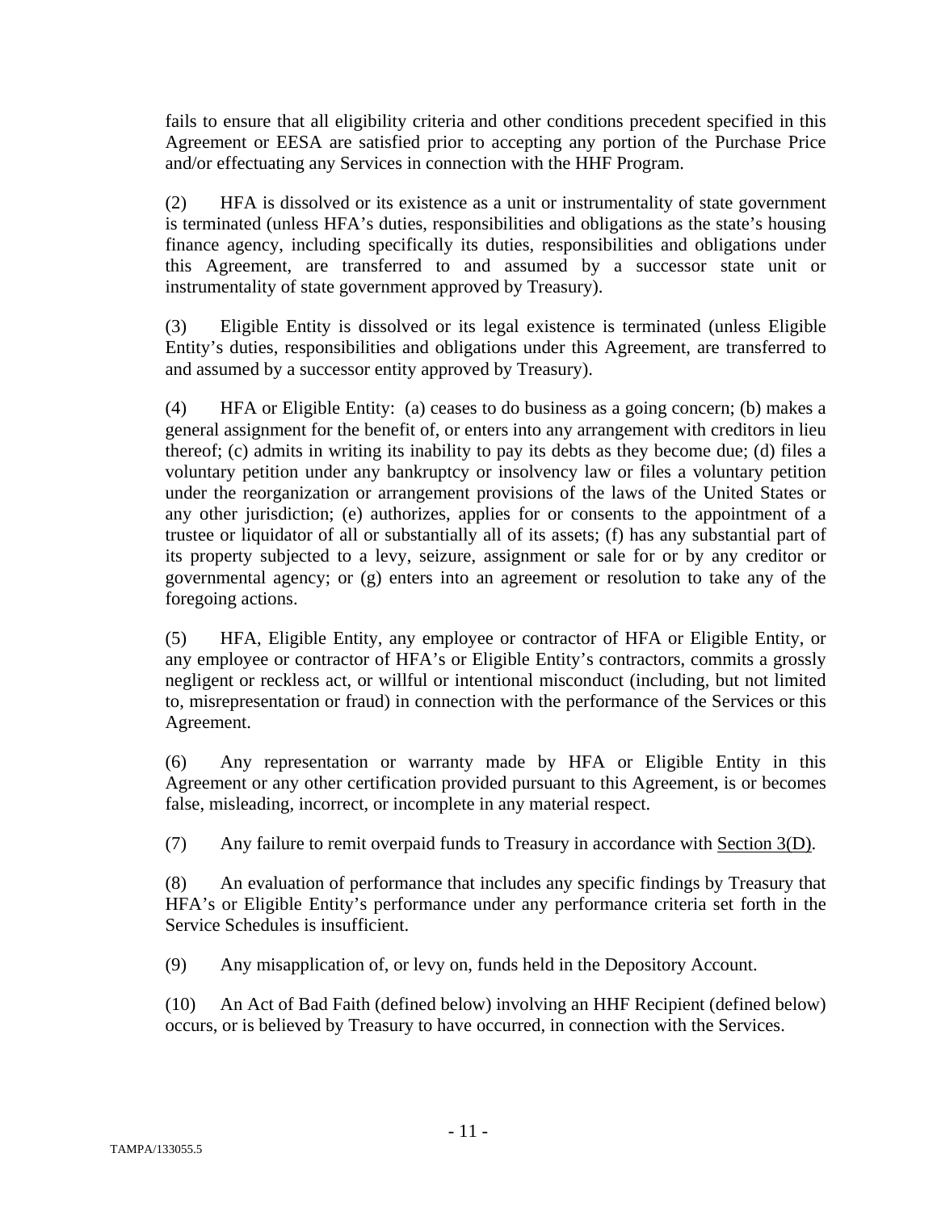fails to ensure that all eligibility criteria and other conditions precedent specified in this Agreement or EESA are satisfied prior to accepting any portion of the Purchase Price and/or effectuating any Services in connection with the HHF Program.

(2) HFA is dissolved or its existence as a unit or instrumentality of state government is terminated (unless HFA's duties, responsibilities and obligations as the state's housing finance agency, including specifically its duties, responsibilities and obligations under this Agreement, are transferred to and assumed by a successor state unit or instrumentality of state government approved by Treasury).

(3) Eligible Entity is dissolved or its legal existence is terminated (unless Eligible Entity's duties, responsibilities and obligations under this Agreement, are transferred to and assumed by a successor entity approved by Treasury).

(4) HFA or Eligible Entity: (a) ceases to do business as a going concern; (b) makes a general assignment for the benefit of, or enters into any arrangement with creditors in lieu thereof; (c) admits in writing its inability to pay its debts as they become due; (d) files a voluntary petition under any bankruptcy or insolvency law or files a voluntary petition under the reorganization or arrangement provisions of the laws of the United States or any other jurisdiction; (e) authorizes, applies for or consents to the appointment of a trustee or liquidator of all or substantially all of its assets; (f) has any substantial part of its property subjected to a levy, seizure, assignment or sale for or by any creditor or governmental agency; or (g) enters into an agreement or resolution to take any of the foregoing actions.

(5) HFA, Eligible Entity, any employee or contractor of HFA or Eligible Entity, or any employee or contractor of HFA's or Eligible Entity's contractors, commits a grossly negligent or reckless act, or willful or intentional misconduct (including, but not limited to, misrepresentation or fraud) in connection with the performance of the Services or this Agreement.

(6) Any representation or warranty made by HFA or Eligible Entity in this Agreement or any other certification provided pursuant to this Agreement, is or becomes false, misleading, incorrect, or incomplete in any material respect.

(7) Any failure to remit overpaid funds to Treasury in accordance with Section 3(D).

(8) An evaluation of performance that includes any specific findings by Treasury that HFA's or Eligible Entity's performance under any performance criteria set forth in the Service Schedules is insufficient.

(9) Any misapplication of, or levy on, funds held in the Depository Account.

(10) An Act of Bad Faith (defined below) involving an HHF Recipient (defined below) occurs, or is believed by Treasury to have occurred, in connection with the Services.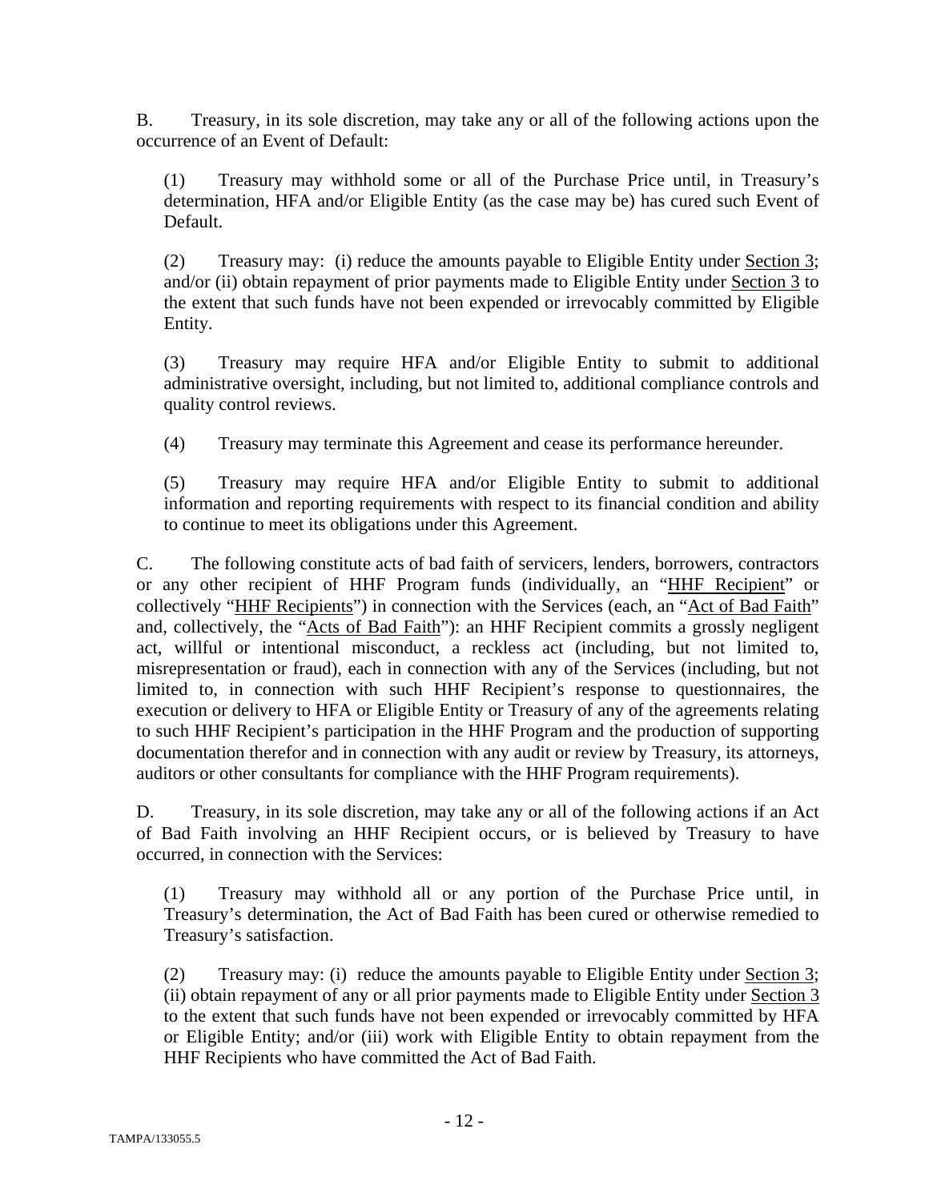B. Treasury, in its sole discretion, may take any or all of the following actions upon the occurrence of an Event of Default:

(1) Treasury may withhold some or all of the Purchase Price until, in Treasury's determination, HFA and/or Eligible Entity (as the case may be) has cured such Event of Default.

(2) Treasury may: (i) reduce the amounts payable to Eligible Entity under Section 3; and/or (ii) obtain repayment of prior payments made to Eligible Entity under Section 3 to the extent that such funds have not been expended or irrevocably committed by Eligible Entity.

(3) Treasury may require HFA and/or Eligible Entity to submit to additional administrative oversight, including, but not limited to, additional compliance controls and quality control reviews.

(4) Treasury may terminate this Agreement and cease its performance hereunder.

(5) Treasury may require HFA and/or Eligible Entity to submit to additional information and reporting requirements with respect to its financial condition and ability to continue to meet its obligations under this Agreement.

C. The following constitute acts of bad faith of servicers, lenders, borrowers, contractors or any other recipient of HHF Program funds (individually, an "HHF Recipient" or collectively "HHF Recipients") in connection with the Services (each, an "Act of Bad Faith" and, collectively, the "Acts of Bad Faith"): an HHF Recipient commits a grossly negligent act, willful or intentional misconduct, a reckless act (including, but not limited to, misrepresentation or fraud), each in connection with any of the Services (including, but not limited to, in connection with such HHF Recipient's response to questionnaires, the execution or delivery to HFA or Eligible Entity or Treasury of any of the agreements relating to such HHF Recipient's participation in the HHF Program and the production of supporting documentation therefor and in connection with any audit or review by Treasury, its attorneys, auditors or other consultants for compliance with the HHF Program requirements).

D. Treasury, in its sole discretion, may take any or all of the following actions if an Act of Bad Faith involving an HHF Recipient occurs, or is believed by Treasury to have occurred, in connection with the Services:

(1) Treasury may withhold all or any portion of the Purchase Price until, in Treasury's determination, the Act of Bad Faith has been cured or otherwise remedied to Treasury's satisfaction.

(2) Treasury may: (i) reduce the amounts payable to Eligible Entity under Section 3; (ii) obtain repayment of any or all prior payments made to Eligible Entity under Section 3 to the extent that such funds have not been expended or irrevocably committed by HFA or Eligible Entity; and/or (iii) work with Eligible Entity to obtain repayment from the HHF Recipients who have committed the Act of Bad Faith.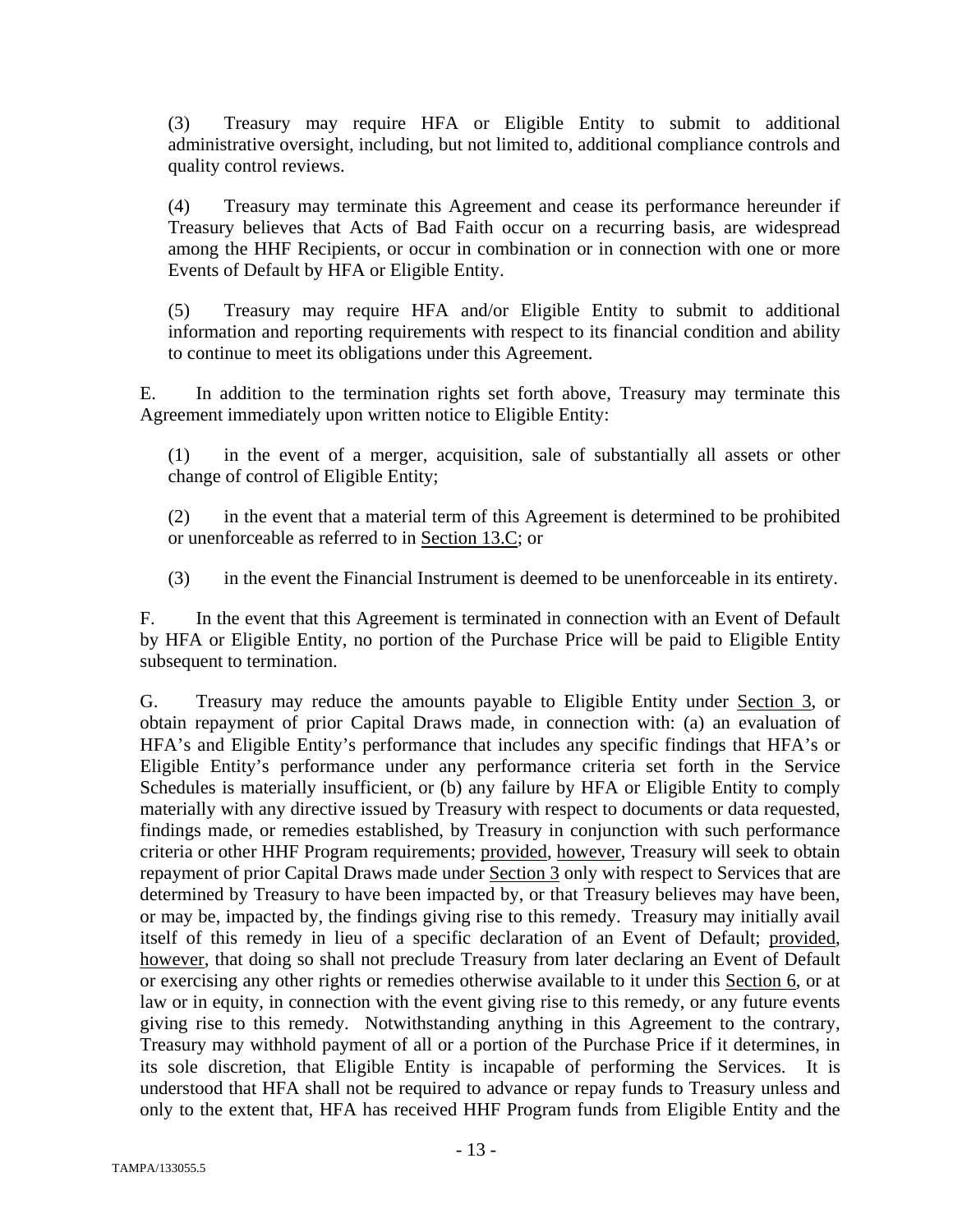(3) Treasury may require HFA or Eligible Entity to submit to additional administrative oversight, including, but not limited to, additional compliance controls and quality control reviews.

(4) Treasury may terminate this Agreement and cease its performance hereunder if Treasury believes that Acts of Bad Faith occur on a recurring basis, are widespread among the HHF Recipients, or occur in combination or in connection with one or more Events of Default by HFA or Eligible Entity.

(5) Treasury may require HFA and/or Eligible Entity to submit to additional information and reporting requirements with respect to its financial condition and ability to continue to meet its obligations under this Agreement.

E. In addition to the termination rights set forth above, Treasury may terminate this Agreement immediately upon written notice to Eligible Entity:

(1) in the event of a merger, acquisition, sale of substantially all assets or other change of control of Eligible Entity;

(2) in the event that a material term of this Agreement is determined to be prohibited or unenforceable as referred to in Section 13.C; or

(3) in the event the Financial Instrument is deemed to be unenforceable in its entirety.

F. In the event that this Agreement is terminated in connection with an Event of Default by HFA or Eligible Entity, no portion of the Purchase Price will be paid to Eligible Entity subsequent to termination.

G. Treasury may reduce the amounts payable to Eligible Entity under Section 3, or obtain repayment of prior Capital Draws made, in connection with: (a) an evaluation of HFA's and Eligible Entity's performance that includes any specific findings that HFA's or Eligible Entity's performance under any performance criteria set forth in the Service Schedules is materially insufficient, or (b) any failure by HFA or Eligible Entity to comply materially with any directive issued by Treasury with respect to documents or data requested, findings made, or remedies established, by Treasury in conjunction with such performance criteria or other HHF Program requirements; provided, however, Treasury will seek to obtain repayment of prior Capital Draws made under Section 3 only with respect to Services that are determined by Treasury to have been impacted by, or that Treasury believes may have been, or may be, impacted by, the findings giving rise to this remedy. Treasury may initially avail itself of this remedy in lieu of a specific declaration of an Event of Default; provided, however, that doing so shall not preclude Treasury from later declaring an Event of Default or exercising any other rights or remedies otherwise available to it under this Section 6, or at law or in equity, in connection with the event giving rise to this remedy, or any future events giving rise to this remedy. Notwithstanding anything in this Agreement to the contrary, Treasury may withhold payment of all or a portion of the Purchase Price if it determines, in its sole discretion, that Eligible Entity is incapable of performing the Services. It is understood that HFA shall not be required to advance or repay funds to Treasury unless and only to the extent that, HFA has received HHF Program funds from Eligible Entity and the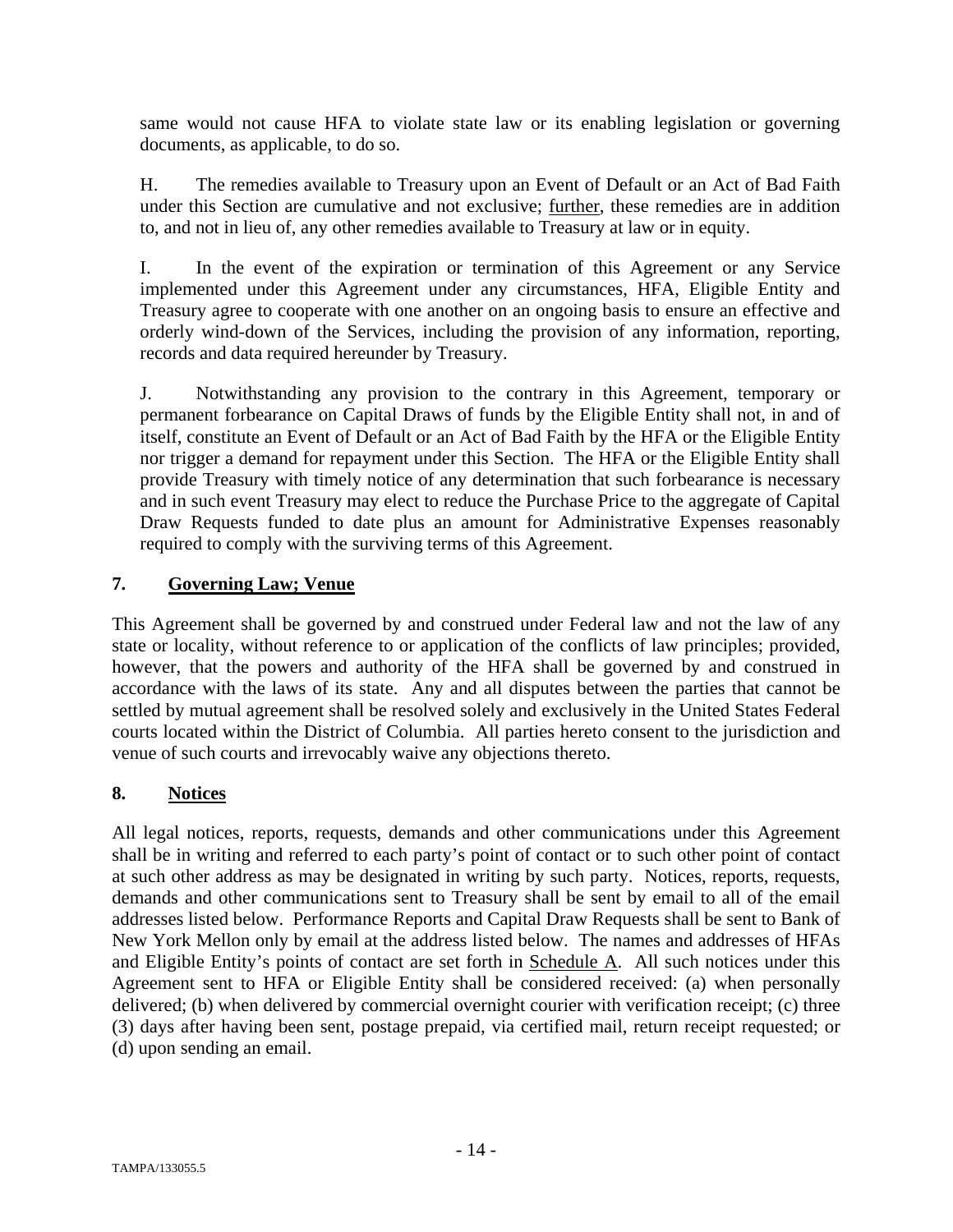same would not cause HFA to violate state law or its enabling legislation or governing documents, as applicable, to do so.

H. The remedies available to Treasury upon an Event of Default or an Act of Bad Faith under this Section are cumulative and not exclusive; further, these remedies are in addition to, and not in lieu of, any other remedies available to Treasury at law or in equity.

I. In the event of the expiration or termination of this Agreement or any Service implemented under this Agreement under any circumstances, HFA, Eligible Entity and Treasury agree to cooperate with one another on an ongoing basis to ensure an effective and orderly wind-down of the Services, including the provision of any information, reporting, records and data required hereunder by Treasury.

J. Notwithstanding any provision to the contrary in this Agreement, temporary or permanent forbearance on Capital Draws of funds by the Eligible Entity shall not, in and of itself, constitute an Event of Default or an Act of Bad Faith by the HFA or the Eligible Entity nor trigger a demand for repayment under this Section. The HFA or the Eligible Entity shall provide Treasury with timely notice of any determination that such forbearance is necessary and in such event Treasury may elect to reduce the Purchase Price to the aggregate of Capital Draw Requests funded to date plus an amount for Administrative Expenses reasonably required to comply with the surviving terms of this Agreement.

## 7. Governing Law; Venue

This Agreement shall be governed by and construed under Federal law and not the law of any state or locality, without reference to or application of the conflicts of law principles; provided, however, that the powers and authority of the HFA shall be governed by and construed in accordance with the laws of its state. Any and all disputes between the parties that cannot be settled by mutual agreement shall be resolved solely and exclusively in the United States Federal courts located within the District of Columbia. All parties hereto consent to the jurisdiction and venue of such courts and irrevocably waive any objections thereto.

## 8. Notices

All legal notices, reports, requests, demands and other communications under this Agreement shall be in writing and referred to each party's point of contact or to such other point of contact at such other address as may be designated in writing by such party. Notices, reports, requests, demands and other communications sent to Treasury shall be sent by email to all of the email addresses listed below. Performance Reports and Capital Draw Requests shall be sent to Bank of New York Mellon only by email at the address listed below. The names and addresses of HFAs and Eligible Entity's points of contact are set forth in Schedule A. All such notices under this Agreement sent to HFA or Eligible Entity shall be considered received: (a) when personally delivered; (b) when delivered by commercial overnight courier with verification receipt; (c) three (3) days after having been sent, postage prepaid, via certified mail, return receipt requested; or (d) upon sending an email.

TAMPA/133055.5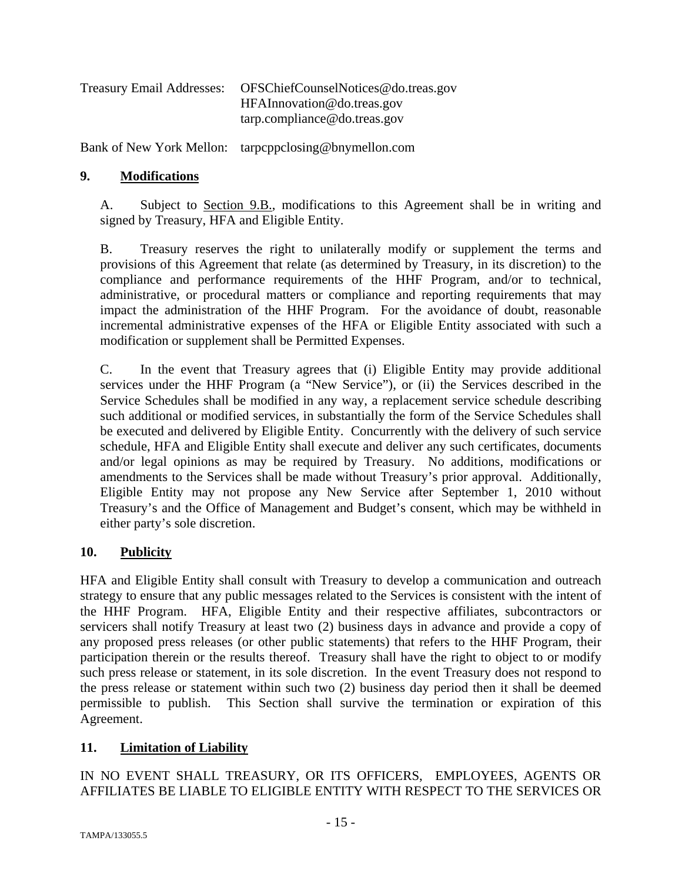Treasury Email Addresses: OFSChiefCounselNotices@do.treas.gov
HFAInnovation@do.treas.gov
tarp.compliance@do.treas.gov

Bank of New York Mellon: tarpcppclosing@bnymellon.com

## 9. Modifications

A. Subject to Section 9.B., modifications to this Agreement shall be in writing and signed by Treasury, HFA and Eligible Entity.

B. Treasury reserves the right to unilaterally modify or supplement the terms and provisions of this Agreement that relate (as determined by Treasury, in its discretion) to the compliance and performance requirements of the HHF Program, and/or to technical, administrative, or procedural matters or compliance and reporting requirements that may impact the administration of the HHF Program. For the avoidance of doubt, reasonable incremental administrative expenses of the HFA or Eligible Entity associated with such a modification or supplement shall be Permitted Expenses.

C. In the event that Treasury agrees that (i) Eligible Entity may provide additional services under the HHF Program (a "New Service"), or (ii) the Services described in the Service Schedules shall be modified in any way, a replacement service schedule describing such additional or modified services, in substantially the form of the Service Schedules shall be executed and delivered by Eligible Entity. Concurrently with the delivery of such service schedule, HFA and Eligible Entity shall execute and deliver any such certificates, documents and/or legal opinions as may be required by Treasury. No additions, modifications or amendments to the Services shall be made without Treasury's prior approval. Additionally, Eligible Entity may not propose any New Service after September 1, 2010 without Treasury's and the Office of Management and Budget's consent, which may be withheld in either party's sole discretion.

## 10. Publicity

HFA and Eligible Entity shall consult with Treasury to develop a communication and outreach strategy to ensure that any public messages related to the Services is consistent with the intent of the HHF Program. HFA, Eligible Entity and their respective affiliates, subcontractors or servicers shall notify Treasury at least two (2) business days in advance and provide a copy of any proposed press releases (or other public statements) that refers to the HHF Program, their participation therein or the results thereof. Treasury shall have the right to object to or modify such press release or statement, in its sole discretion. In the event Treasury does not respond to the press release or statement within such two (2) business day period then it shall be deemed permissible to publish. This Section shall survive the termination or expiration of this Agreement.

## 11. Limitation of Liability

IN NO EVENT SHALL TREASURY, OR ITS OFFICERS, EMPLOYEES, AGENTS OR AFFILIATES BE LIABLE TO ELIGIBLE ENTITY WITH RESPECT TO THE SERVICES OR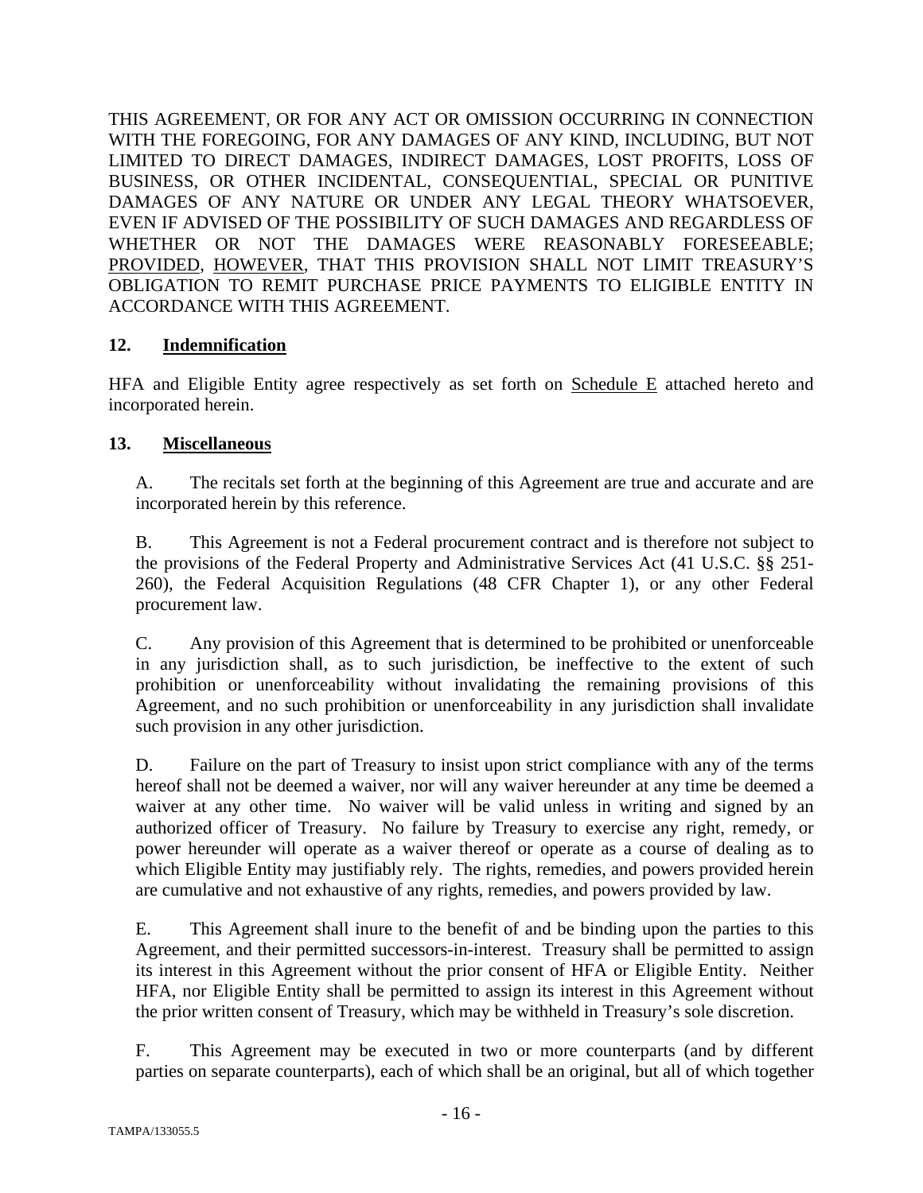THIS AGREEMENT, OR FOR ANY ACT OR OMISSION OCCURRING IN CONNECTION WITH THE FOREGOING, FOR ANY DAMAGES OF ANY KIND, INCLUDING, BUT NOT LIMITED TO DIRECT DAMAGES, INDIRECT DAMAGES, LOST PROFITS, LOSS OF BUSINESS, OR OTHER INCIDENTAL, CONSEQUENTIAL, SPECIAL OR PUNITIVE DAMAGES OF ANY NATURE OR UNDER ANY LEGAL THEORY WHATSOEVER, EVEN IF ADVISED OF THE POSSIBILITY OF SUCH DAMAGES AND REGARDLESS OF WHETHER OR NOT THE DAMAGES WERE REASONABLY FORESEEABLE; PROVIDED, HOWEVER, THAT THIS PROVISION SHALL NOT LIMIT TREASURY'S OBLIGATION TO REMIT PURCHASE PRICE PAYMENTS TO ELIGIBLE ENTITY IN ACCORDANCE WITH THIS AGREEMENT.

## 12. Indemnification

HFA and Eligible Entity agree respectively as set forth on Schedule E attached hereto and incorporated herein.

## 13. Miscellaneous

A. The recitals set forth at the beginning of this Agreement are true and accurate and are incorporated herein by this reference.

B. This Agreement is not a Federal procurement contract and is therefore not subject to the provisions of the Federal Property and Administrative Services Act (41 U.S.C. §§ 251-260), the Federal Acquisition Regulations (48 CFR Chapter 1), or any other Federal procurement law.

C. Any provision of this Agreement that is determined to be prohibited or unenforceable in any jurisdiction shall, as to such jurisdiction, be ineffective to the extent of such prohibition or unenforceability without invalidating the remaining provisions of this Agreement, and no such prohibition or unenforceability in any jurisdiction shall invalidate such provision in any other jurisdiction.

D. Failure on the part of Treasury to insist upon strict compliance with any of the terms hereof shall not be deemed a waiver, nor will any waiver hereunder at any time be deemed a waiver at any other time. No waiver will be valid unless in writing and signed by an authorized officer of Treasury. No failure by Treasury to exercise any right, remedy, or power hereunder will operate as a waiver thereof or operate as a course of dealing as to which Eligible Entity may justifiably rely. The rights, remedies, and powers provided herein are cumulative and not exhaustive of any rights, remedies, and powers provided by law.

E. This Agreement shall inure to the benefit of and be binding upon the parties to this Agreement, and their permitted successors-in-interest. Treasury shall be permitted to assign its interest in this Agreement without the prior consent of HFA or Eligible Entity. Neither HFA, nor Eligible Entity shall be permitted to assign its interest in this Agreement without the prior written consent of Treasury, which may be withheld in Treasury's sole discretion.

F. This Agreement may be executed in two or more counterparts (and by different parties on separate counterparts), each of which shall be an original, but all of which together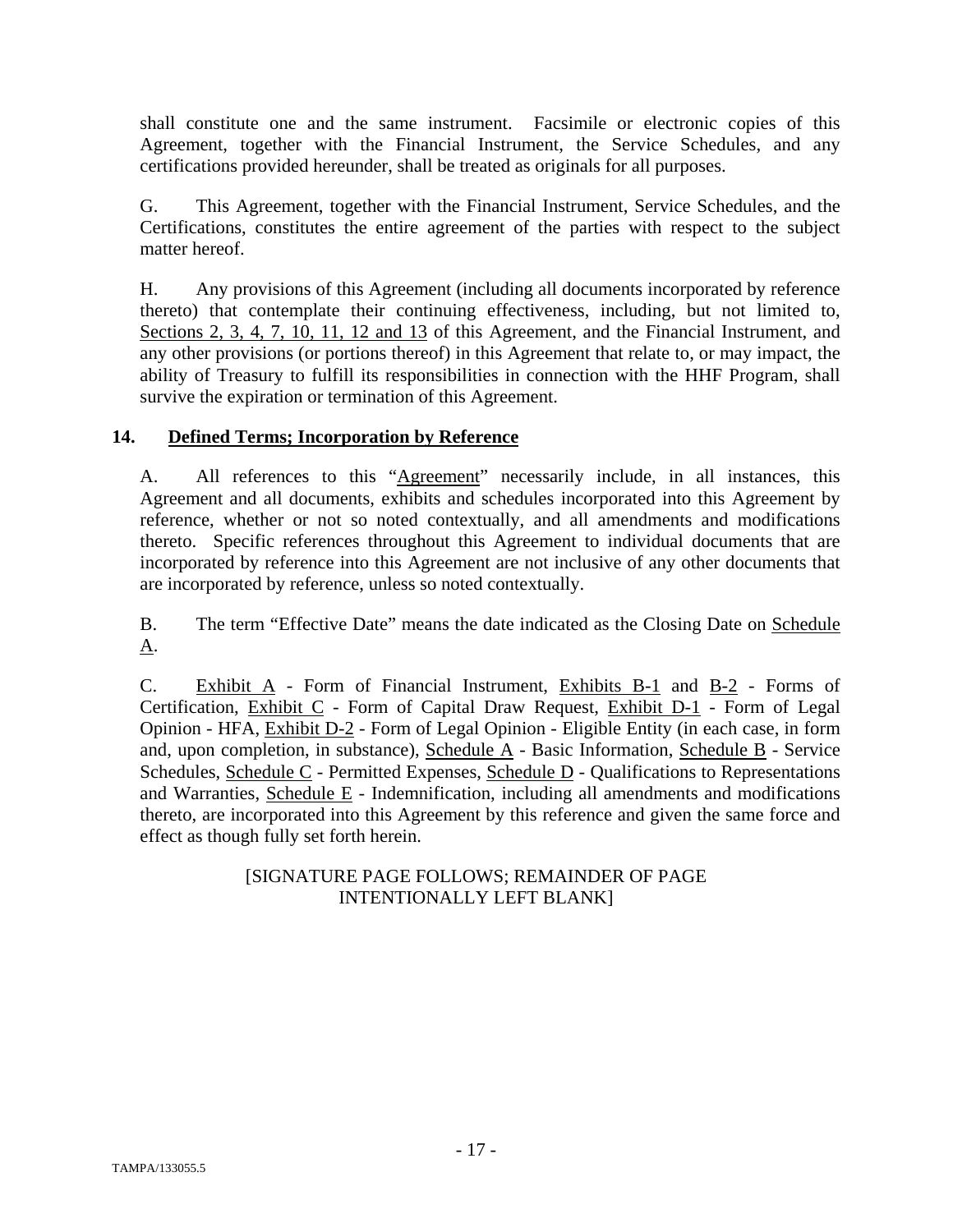shall constitute one and the same instrument. Facsimile or electronic copies of this Agreement, together with the Financial Instrument, the Service Schedules, and any certifications provided hereunder, shall be treated as originals for all purposes.

G. This Agreement, together with the Financial Instrument, Service Schedules, and the Certifications, constitutes the entire agreement of the parties with respect to the subject matter hereof.

H. Any provisions of this Agreement (including all documents incorporated by reference thereto) that contemplate their continuing effectiveness, including, but not limited to, Sections 2, 3, 4, 7, 10, 11, 12 and 13 of this Agreement, and the Financial Instrument, and any other provisions (or portions thereof) in this Agreement that relate to, or may impact, the ability of Treasury to fulfill its responsibilities in connection with the HHF Program, shall survive the expiration or termination of this Agreement.

## 14. Defined Terms; Incorporation by Reference

A. All references to this "Agreement" necessarily include, in all instances, this Agreement and all documents, exhibits and schedules incorporated into this Agreement by reference, whether or not so noted contextually, and all amendments and modifications thereto. Specific references throughout this Agreement to individual documents that are incorporated by reference into this Agreement are not inclusive of any other documents that are incorporated by reference, unless so noted contextually.

B. The term "Effective Date" means the date indicated as the Closing Date on Schedule A.

C. Exhibit A - Form of Financial Instrument, Exhibits B-1 and B-2 - Forms of Certification, Exhibit C - Form of Capital Draw Request, Exhibit D-1 - Form of Legal Opinion - HFA, Exhibit D-2 - Form of Legal Opinion - Eligible Entity (in each case, in form and, upon completion, in substance), Schedule A - Basic Information, Schedule B - Service Schedules, Schedule C - Permitted Expenses, Schedule D - Qualifications to Representations and Warranties, Schedule E - Indemnification, including all amendments and modifications thereto, are incorporated into this Agreement by this reference and given the same force and effect as though fully set forth herein.

[SIGNATURE PAGE FOLLOWS; REMAINDER OF PAGE INTENTIONALLY LEFT BLANK]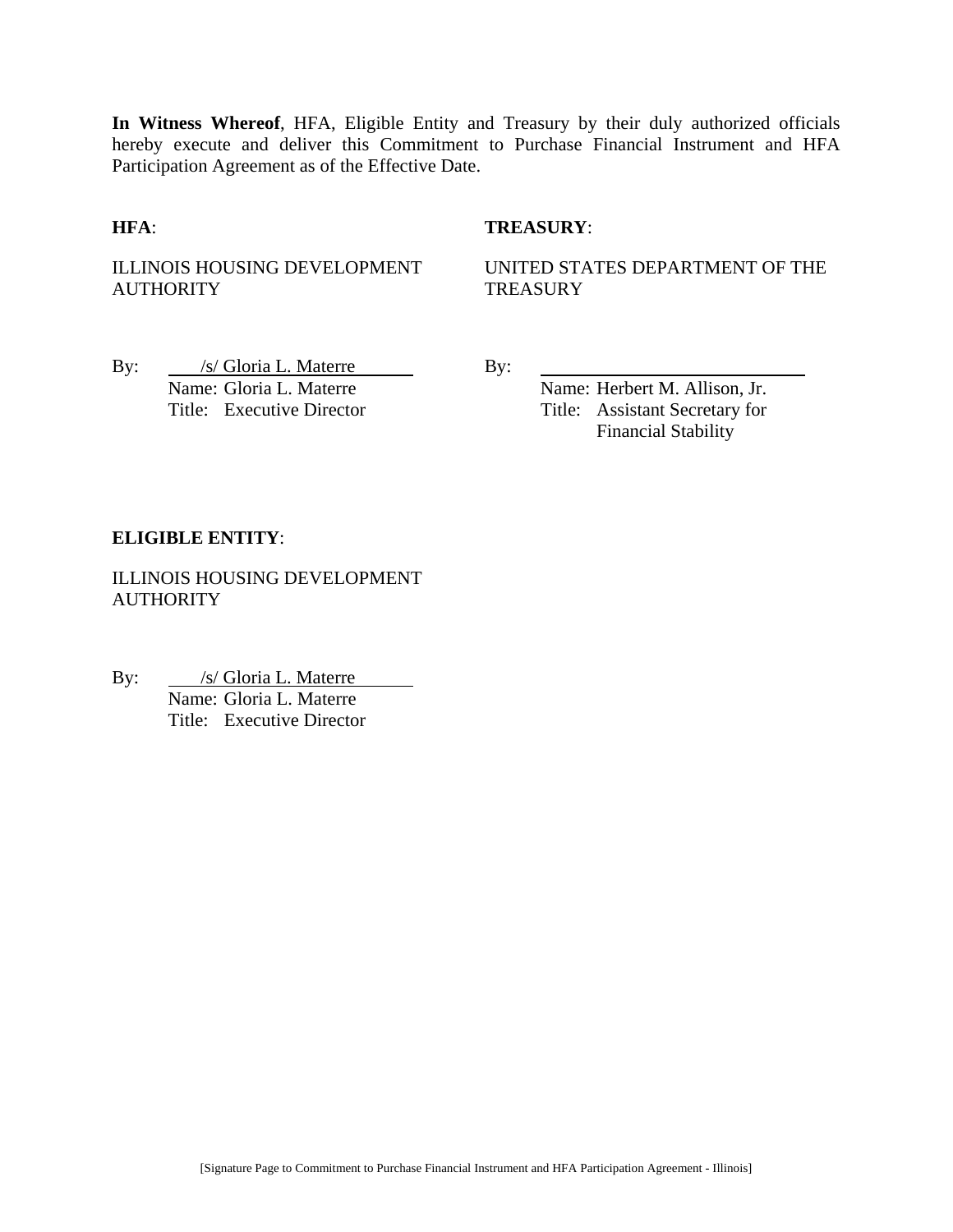**In Witness Whereof**, HFA, Eligible Entity and Treasury by their duly authorized officials hereby execute and deliver this Commitment to Purchase Financial Instrument and HFA Participation Agreement as of the Effective Date.

**HFA**:

ILLINOIS HOUSING DEVELOPMENT AUTHORITY

By: /s/ Gloria L. Materre
Name: Gloria L. Materre
Title: Executive Director

**TREASURY**:

UNITED STATES DEPARTMENT OF THE TREASURY

By: ______________________________
Name: Herbert M. Allison, Jr.
Title: Assistant Secretary for Financial Stability

**ELIGIBLE ENTITY**:

ILLINOIS HOUSING DEVELOPMENT AUTHORITY

By: /s/ Gloria L. Materre
Name: Gloria L. Materre
Title: Executive Director

[Signature Page to Commitment to Purchase Financial Instrument and HFA Participation Agreement - Illinois]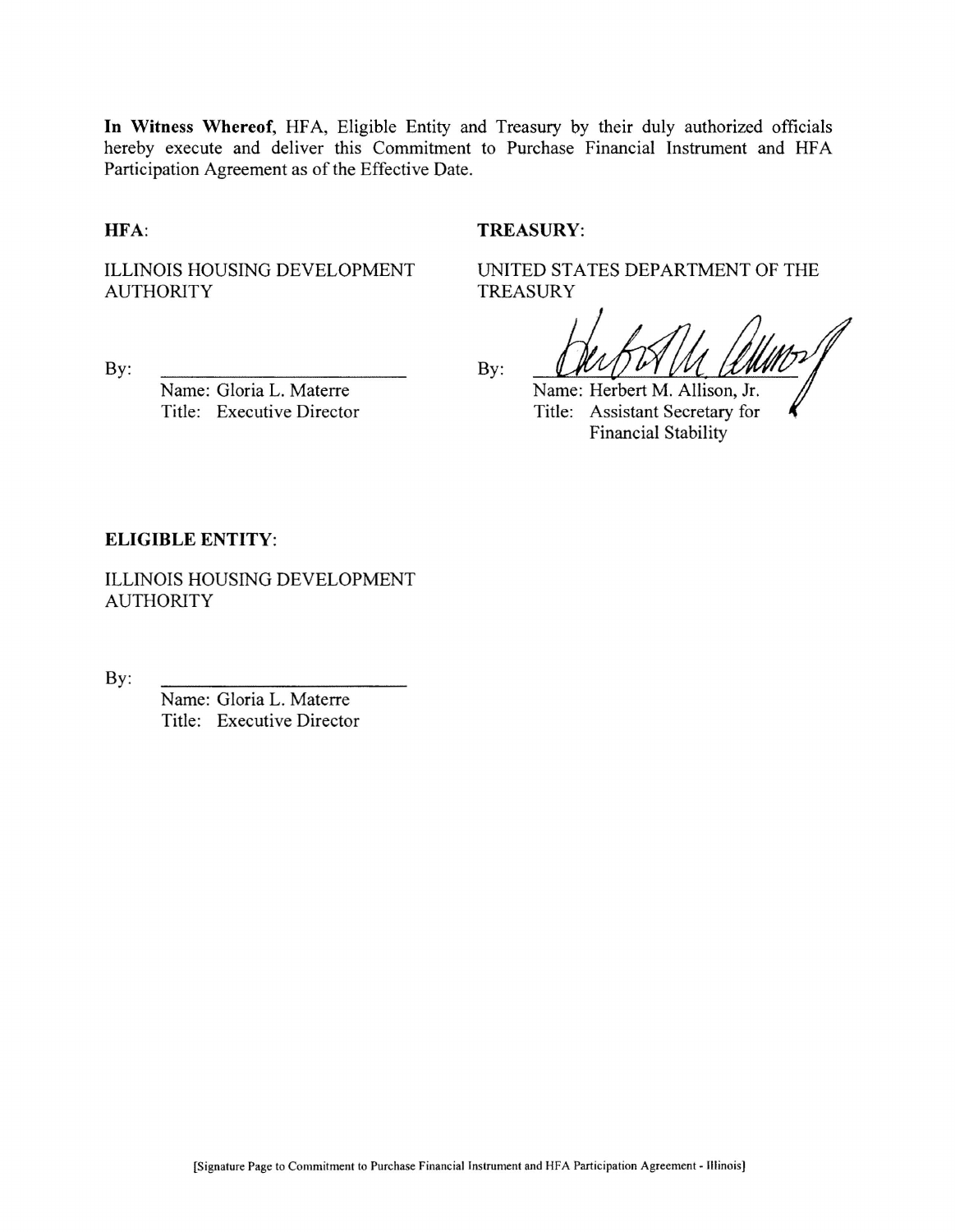**In Witness Whereof,** HFA, Eligible Entity and Treasury by their duly authorized officials hereby execute and deliver this Commitment to Purchase Financial Instrument and HFA Participation Agreement as of the Effective Date.

**HFA:**

ILLINOIS HOUSING DEVELOPMENT AUTHORITY

By: \_\_\_\_\_\_\_\_\_\_\_\_\_\_\_\_\_\_\_\_\_\_\_\_\_\_

Name: Gloria L. Materre
Title: Executive Director

**TREASURY:**

UNITED STATES DEPARTMENT OF THE TREASURY

By: \_\_\_\_\_\_\_\_\_\_\_\_\_\_\_\_\_\_\_\_\_\_\_\_\_\_

Name: Herbert M. Allison, Jr.
Title: Assistant Secretary for Financial Stability

**ELIGIBLE ENTITY:**

ILLINOIS HOUSING DEVELOPMENT AUTHORITY

By: \_\_\_\_\_\_\_\_\_\_\_\_\_\_\_\_\_\_\_\_\_\_\_\_\_\_

Name: Gloria L. Materre
Title: Executive Director

[Signature Page to Commitment to Purchase Financial Instrument and HFA Participation Agreement - Illinois]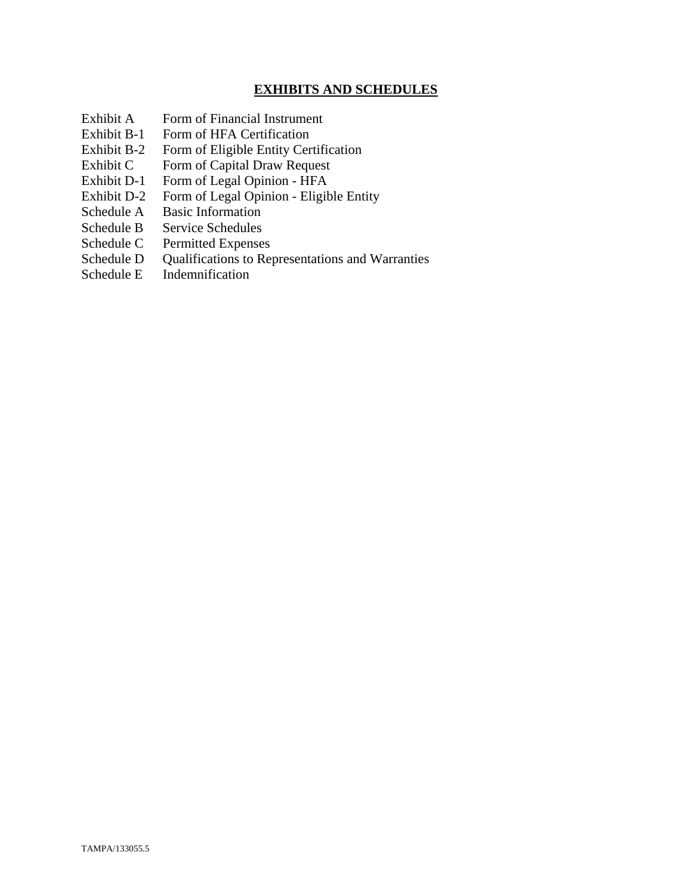## **EXHIBITS AND SCHEDULES**

| | |
|---|---|
| Exhibit A | Form of Financial Instrument |
| Exhibit B-1 | Form of HFA Certification |
| Exhibit B-2 | Form of Eligible Entity Certification |
| Exhibit C | Form of Capital Draw Request |
| Exhibit D-1 | Form of Legal Opinion - HFA |
| Exhibit D-2 | Form of Legal Opinion - Eligible Entity |
| Schedule A | Basic Information |
| Schedule B | Service Schedules |
| Schedule C | Permitted Expenses |
| Schedule D | Qualifications to Representations and Warranties |
| Schedule E | Indemnification |

TAMPA/133055.5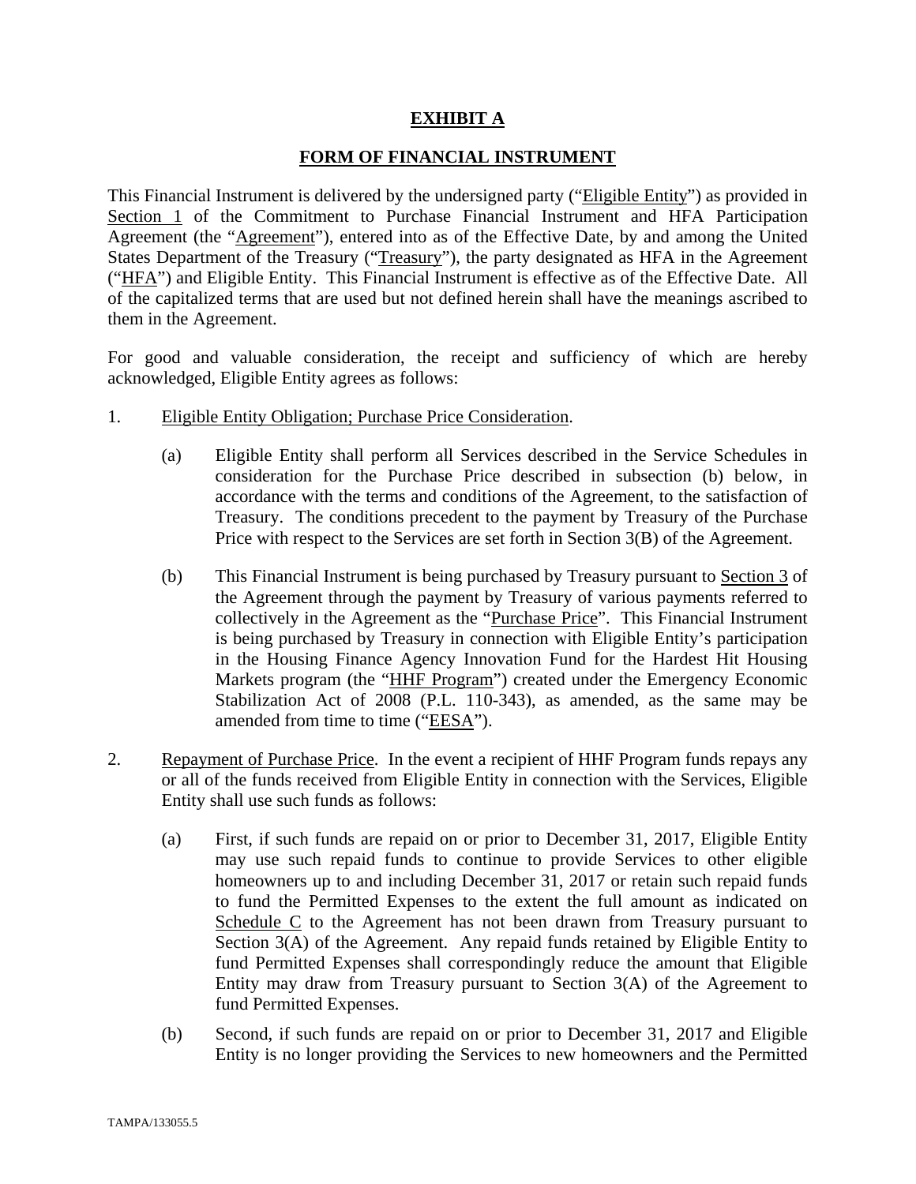# EXHIBIT A

## FORM OF FINANCIAL INSTRUMENT

This Financial Instrument is delivered by the undersigned party ("Eligible Entity") as provided in Section 1 of the Commitment to Purchase Financial Instrument and HFA Participation Agreement (the "Agreement"), entered into as of the Effective Date, by and among the United States Department of the Treasury ("Treasury"), the party designated as HFA in the Agreement ("HFA") and Eligible Entity. This Financial Instrument is effective as of the Effective Date. All of the capitalized terms that are used but not defined herein shall have the meanings ascribed to them in the Agreement.

For good and valuable consideration, the receipt and sufficiency of which are hereby acknowledged, Eligible Entity agrees as follows:

1. Eligible Entity Obligation; Purchase Price Consideration.

   (a) Eligible Entity shall perform all Services described in the Service Schedules in consideration for the Purchase Price described in subsection (b) below, in accordance with the terms and conditions of the Agreement, to the satisfaction of Treasury. The conditions precedent to the payment by Treasury of the Purchase Price with respect to the Services are set forth in Section 3(B) of the Agreement.

   (b) This Financial Instrument is being purchased by Treasury pursuant to Section 3 of the Agreement through the payment by Treasury of various payments referred to collectively in the Agreement as the "Purchase Price". This Financial Instrument is being purchased by Treasury in connection with Eligible Entity's participation in the Housing Finance Agency Innovation Fund for the Hardest Hit Housing Markets program (the "HHF Program") created under the Emergency Economic Stabilization Act of 2008 (P.L. 110-343), as amended, as the same may be amended from time to time ("EESA").

2. Repayment of Purchase Price. In the event a recipient of HHF Program funds repays any or all of the funds received from Eligible Entity in connection with the Services, Eligible Entity shall use such funds as follows:

   (a) First, if such funds are repaid on or prior to December 31, 2017, Eligible Entity may use such repaid funds to continue to provide Services to other eligible homeowners up to and including December 31, 2017 or retain such repaid funds to fund the Permitted Expenses to the extent the full amount as indicated on Schedule C to the Agreement has not been drawn from Treasury pursuant to Section 3(A) of the Agreement. Any repaid funds retained by Eligible Entity to fund Permitted Expenses shall correspondingly reduce the amount that Eligible Entity may draw from Treasury pursuant to Section 3(A) of the Agreement to fund Permitted Expenses.

   (b) Second, if such funds are repaid on or prior to December 31, 2017 and Eligible Entity is no longer providing the Services to new homeowners and the Permitted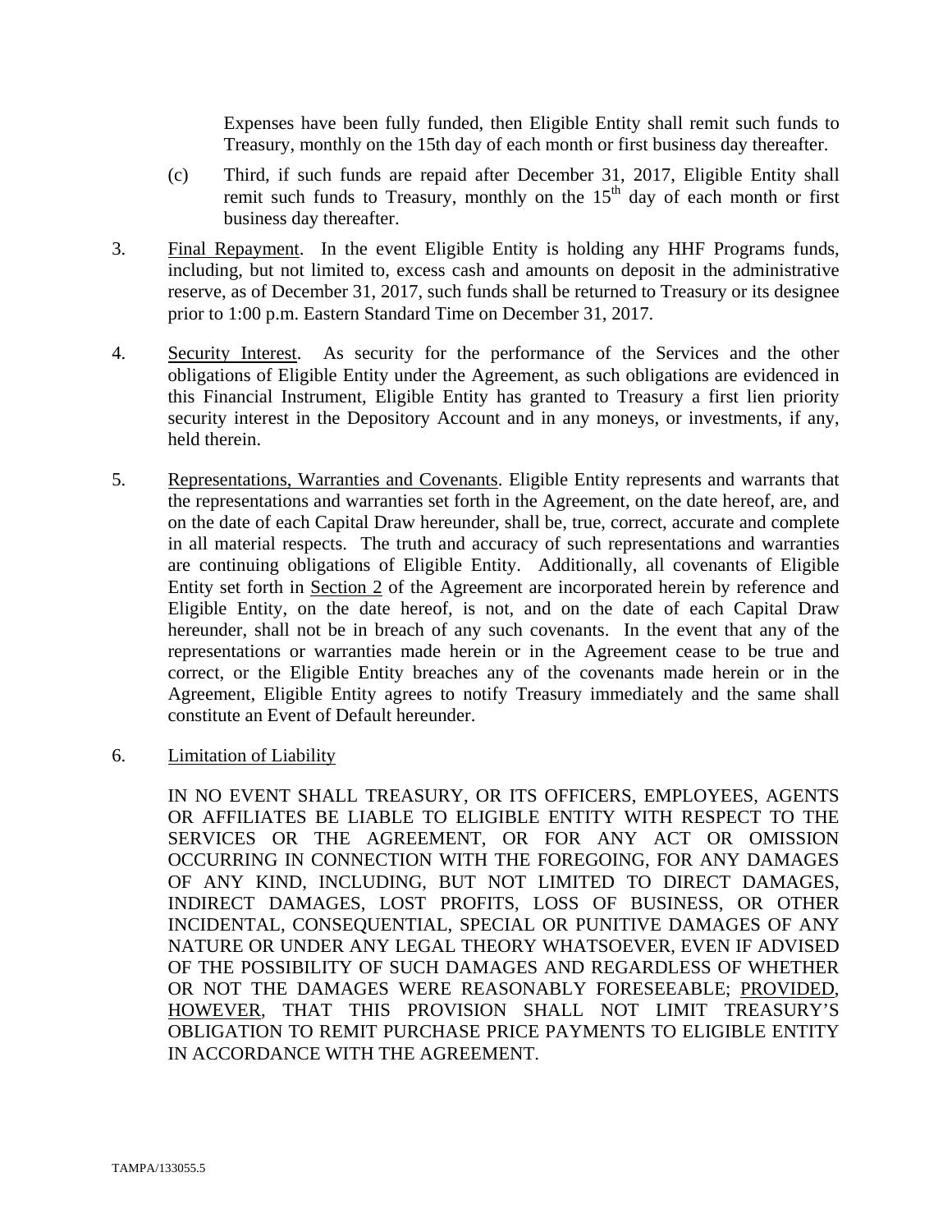Expenses have been fully funded, then Eligible Entity shall remit such funds to Treasury, monthly on the 15th day of each month or first business day thereafter.

(c) Third, if such funds are repaid after December 31, 2017, Eligible Entity shall remit such funds to Treasury, monthly on the 15th day of each month or first business day thereafter.

3. Final Repayment. In the event Eligible Entity is holding any HHF Programs funds, including, but not limited to, excess cash and amounts on deposit in the administrative reserve, as of December 31, 2017, such funds shall be returned to Treasury or its designee prior to 1:00 p.m. Eastern Standard Time on December 31, 2017.

4. Security Interest. As security for the performance of the Services and the other obligations of Eligible Entity under the Agreement, as such obligations are evidenced in this Financial Instrument, Eligible Entity has granted to Treasury a first lien priority security interest in the Depository Account and in any moneys, or investments, if any, held therein.

5. Representations, Warranties and Covenants. Eligible Entity represents and warrants that the representations and warranties set forth in the Agreement, on the date hereof, are, and on the date of each Capital Draw hereunder, shall be, true, correct, accurate and complete in all material respects. The truth and accuracy of such representations and warranties are continuing obligations of Eligible Entity. Additionally, all covenants of Eligible Entity set forth in Section 2 of the Agreement are incorporated herein by reference and Eligible Entity, on the date hereof, is not, and on the date of each Capital Draw hereunder, shall not be in breach of any such covenants. In the event that any of the representations or warranties made herein or in the Agreement cease to be true and correct, or the Eligible Entity breaches any of the covenants made herein or in the Agreement, Eligible Entity agrees to notify Treasury immediately and the same shall constitute an Event of Default hereunder.

6. Limitation of Liability

IN NO EVENT SHALL TREASURY, OR ITS OFFICERS, EMPLOYEES, AGENTS OR AFFILIATES BE LIABLE TO ELIGIBLE ENTITY WITH RESPECT TO THE SERVICES OR THE AGREEMENT, OR FOR ANY ACT OR OMISSION OCCURRING IN CONNECTION WITH THE FOREGOING, FOR ANY DAMAGES OF ANY KIND, INCLUDING, BUT NOT LIMITED TO DIRECT DAMAGES, INDIRECT DAMAGES, LOST PROFITS, LOSS OF BUSINESS, OR OTHER INCIDENTAL, CONSEQUENTIAL, SPECIAL OR PUNITIVE DAMAGES OF ANY NATURE OR UNDER ANY LEGAL THEORY WHATSOEVER, EVEN IF ADVISED OF THE POSSIBILITY OF SUCH DAMAGES AND REGARDLESS OF WHETHER OR NOT THE DAMAGES WERE REASONABLY FORESEEABLE; PROVIDED, HOWEVER, THAT THIS PROVISION SHALL NOT LIMIT TREASURY'S OBLIGATION TO REMIT PURCHASE PRICE PAYMENTS TO ELIGIBLE ENTITY IN ACCORDANCE WITH THE AGREEMENT.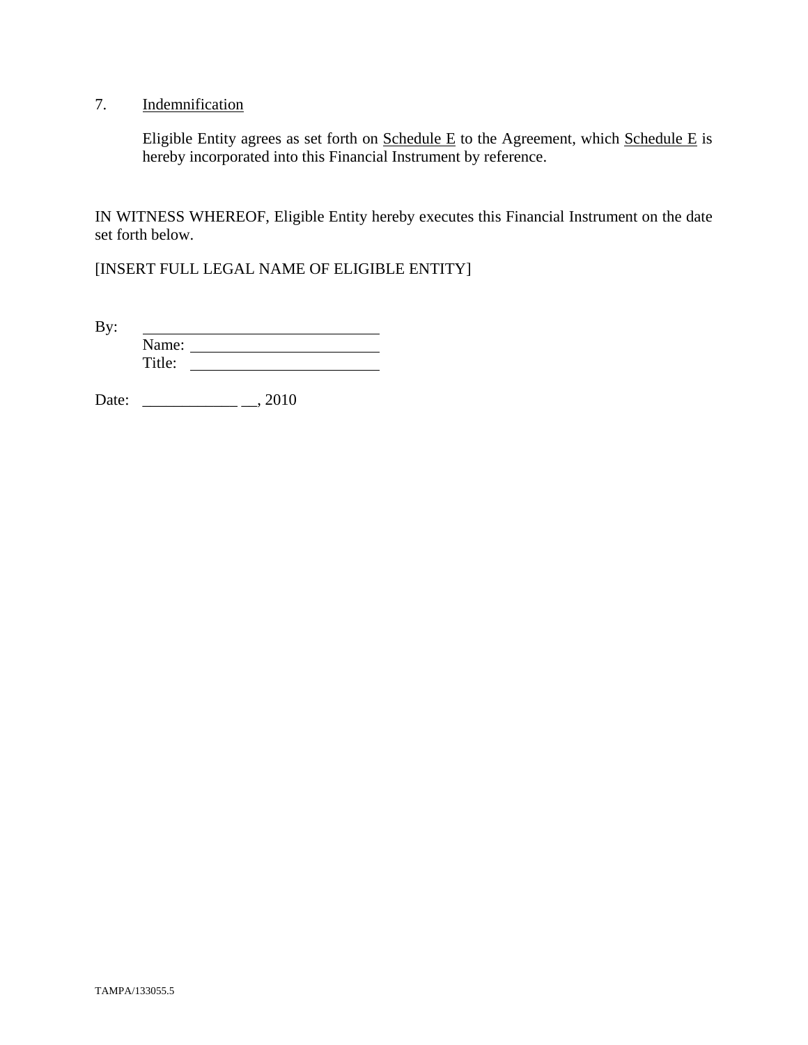7. Indemnification

Eligible Entity agrees as set forth on Schedule E to the Agreement, which Schedule E is hereby incorporated into this Financial Instrument by reference.

IN WITNESS WHEREOF, Eligible Entity hereby executes this Financial Instrument on the date set forth below.

[INSERT FULL LEGAL NAME OF ELIGIBLE ENTITY]

By: ______________________________
Name: ______________________________
Title: ______________________________

Date: ____________ __, 2010

TAMPA/133055.5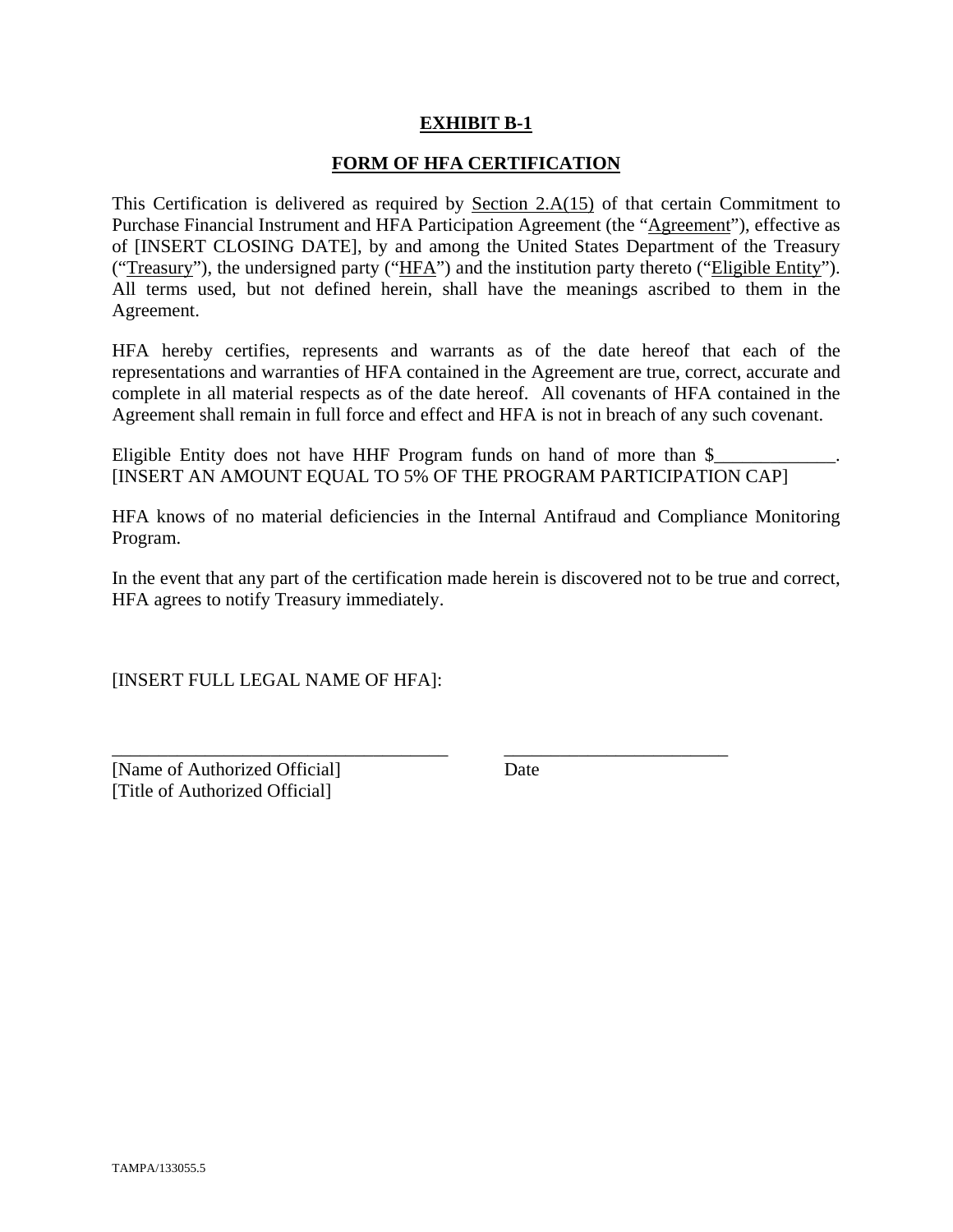**EXHIBIT B-1**

**FORM OF HFA CERTIFICATION**

This Certification is delivered as required by Section 2.A(15) of that certain Commitment to Purchase Financial Instrument and HFA Participation Agreement (the "Agreement"), effective as of [INSERT CLOSING DATE], by and among the United States Department of the Treasury ("Treasury"), the undersigned party ("HFA") and the institution party thereto ("Eligible Entity"). All terms used, but not defined herein, shall have the meanings ascribed to them in the Agreement.

HFA hereby certifies, represents and warrants as of the date hereof that each of the representations and warranties of HFA contained in the Agreement are true, correct, accurate and complete in all material respects as of the date hereof. All covenants of HFA contained in the Agreement shall remain in full force and effect and HFA is not in breach of any such covenant.

Eligible Entity does not have HHF Program funds on hand of more than $_____________. [INSERT AN AMOUNT EQUAL TO 5% OF THE PROGRAM PARTICIPATION CAP]

HFA knows of no material deficiencies in the Internal Antifraud and Compliance Monitoring Program.

In the event that any part of the certification made herein is discovered not to be true and correct, HFA agrees to notify Treasury immediately.

[INSERT FULL LEGAL NAME OF HFA]:

_____________________________________ ________________________

[Name of Authorized Official] Date

[Title of Authorized Official]

TAMPA/133055.5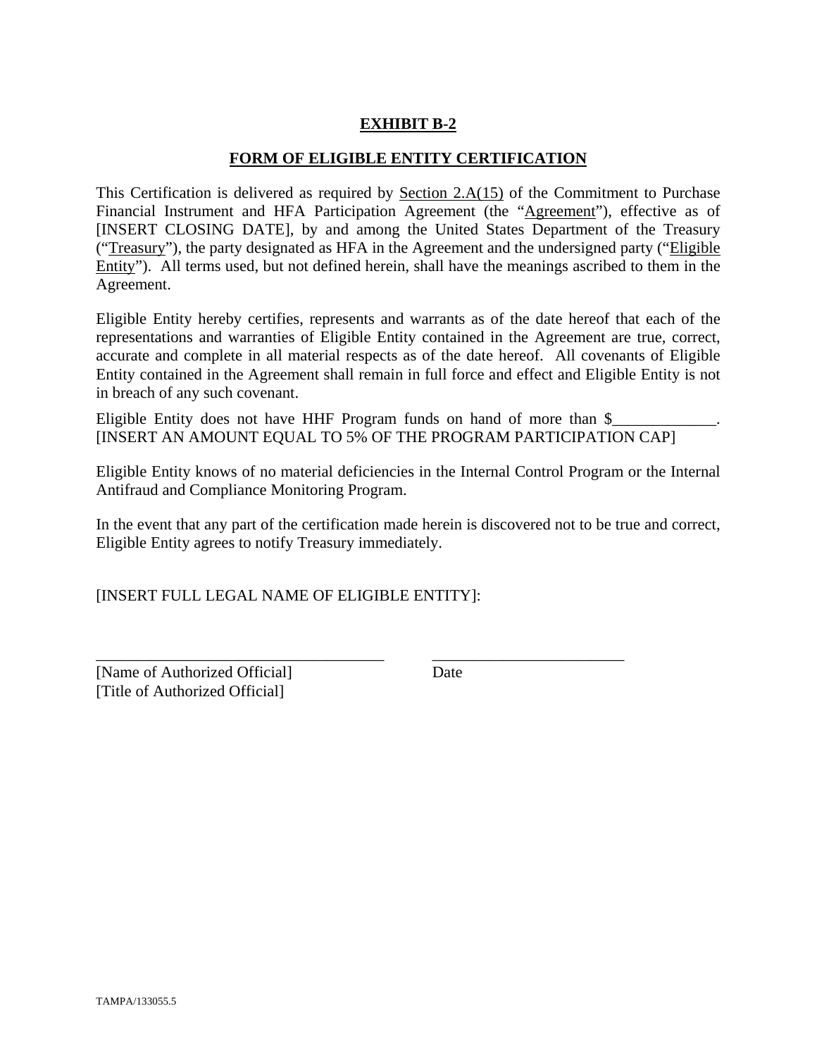# EXHIBIT B-2

## FORM OF ELIGIBLE ENTITY CERTIFICATION

This Certification is delivered as required by Section 2.A(15) of the Commitment to Purchase Financial Instrument and HFA Participation Agreement (the "Agreement"), effective as of [INSERT CLOSING DATE], by and among the United States Department of the Treasury ("Treasury"), the party designated as HFA in the Agreement and the undersigned party ("Eligible Entity"). All terms used, but not defined herein, shall have the meanings ascribed to them in the Agreement.

Eligible Entity hereby certifies, represents and warrants as of the date hereof that each of the representations and warranties of Eligible Entity contained in the Agreement are true, correct, accurate and complete in all material respects as of the date hereof. All covenants of Eligible Entity contained in the Agreement shall remain in full force and effect and Eligible Entity is not in breach of any such covenant.

Eligible Entity does not have HHF Program funds on hand of more than $_____________. [INSERT AN AMOUNT EQUAL TO 5% OF THE PROGRAM PARTICIPATION CAP]

Eligible Entity knows of no material deficiencies in the Internal Control Program or the Internal Antifraud and Compliance Monitoring Program.

In the event that any part of the certification made herein is discovered not to be true and correct, Eligible Entity agrees to notify Treasury immediately.

[INSERT FULL LEGAL NAME OF ELIGIBLE ENTITY]:

_____________________________________ &nbsp;&nbsp;&nbsp;&nbsp; _________________________
[Name of Authorized Official] &nbsp;&nbsp;&nbsp;&nbsp; Date
[Title of Authorized Official]

TAMPA/133055.5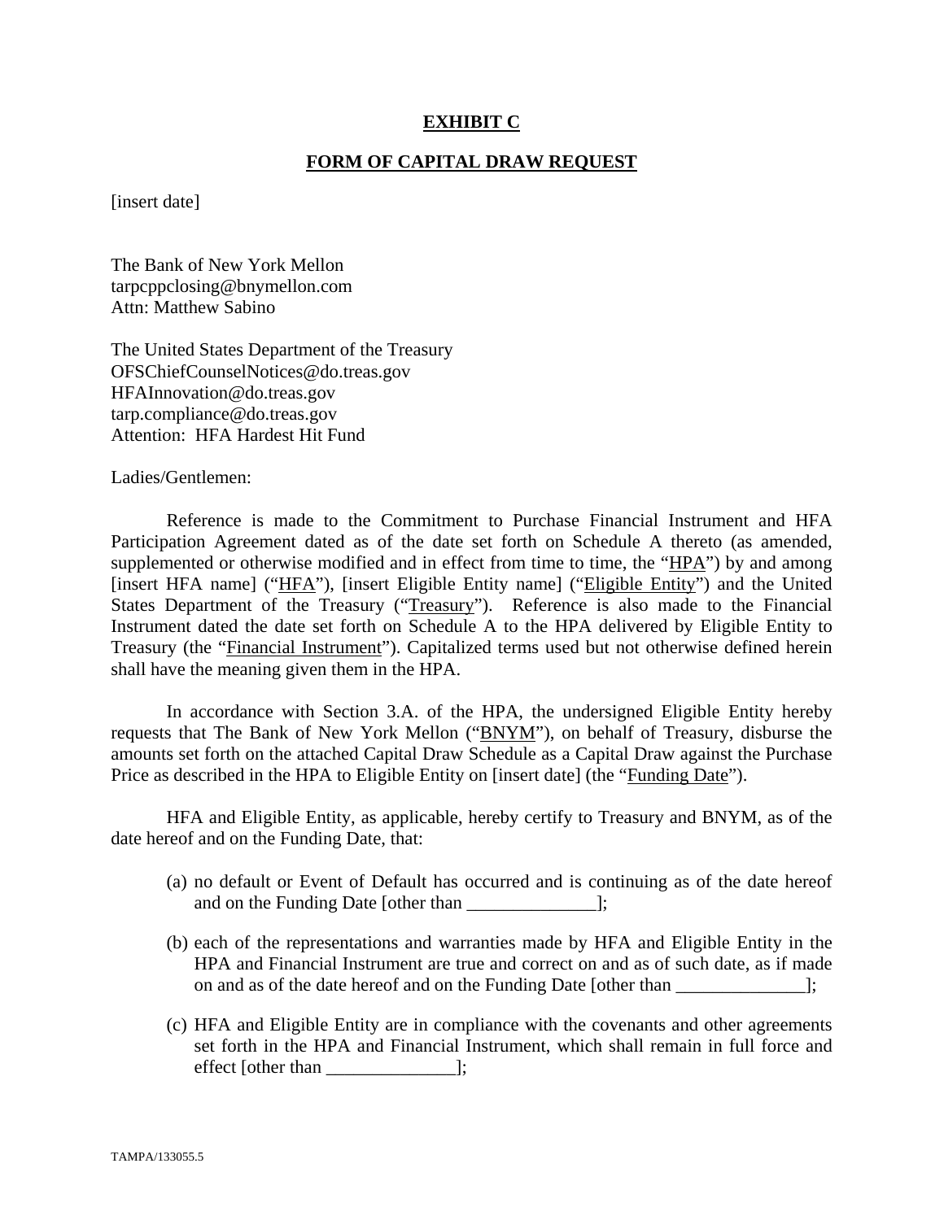# EXHIBIT C

## FORM OF CAPITAL DRAW REQUEST

[insert date]

The Bank of New York Mellon
tarpcppclosing@bnymellon.com
Attn: Matthew Sabino

The United States Department of the Treasury
OFSChiefCounselNotices@do.treas.gov
HFAInnovation@do.treas.gov
tarp.compliance@do.treas.gov
Attention: HFA Hardest Hit Fund

Ladies/Gentlemen:

Reference is made to the Commitment to Purchase Financial Instrument and HFA Participation Agreement dated as of the date set forth on Schedule A thereto (as amended, supplemented or otherwise modified and in effect from time to time, the "HPA") by and among [insert HFA name] ("HFA"), [insert Eligible Entity name] ("Eligible Entity") and the United States Department of the Treasury ("Treasury"). Reference is also made to the Financial Instrument dated the date set forth on Schedule A to the HPA delivered by Eligible Entity to Treasury (the "Financial Instrument"). Capitalized terms used but not otherwise defined herein shall have the meaning given them in the HPA.

In accordance with Section 3.A. of the HPA, the undersigned Eligible Entity hereby requests that The Bank of New York Mellon ("BNYM"), on behalf of Treasury, disburse the amounts set forth on the attached Capital Draw Schedule as a Capital Draw against the Purchase Price as described in the HPA to Eligible Entity on [insert date] (the "Funding Date").

HFA and Eligible Entity, as applicable, hereby certify to Treasury and BNYM, as of the date hereof and on the Funding Date, that:

(a) no default or Event of Default has occurred and is continuing as of the date hereof and on the Funding Date [other than ______________];

(b) each of the representations and warranties made by HFA and Eligible Entity in the HPA and Financial Instrument are true and correct on and as of such date, as if made on and as of the date hereof and on the Funding Date [other than ______________];

(c) HFA and Eligible Entity are in compliance with the covenants and other agreements set forth in the HPA and Financial Instrument, which shall remain in full force and effect [other than ______________];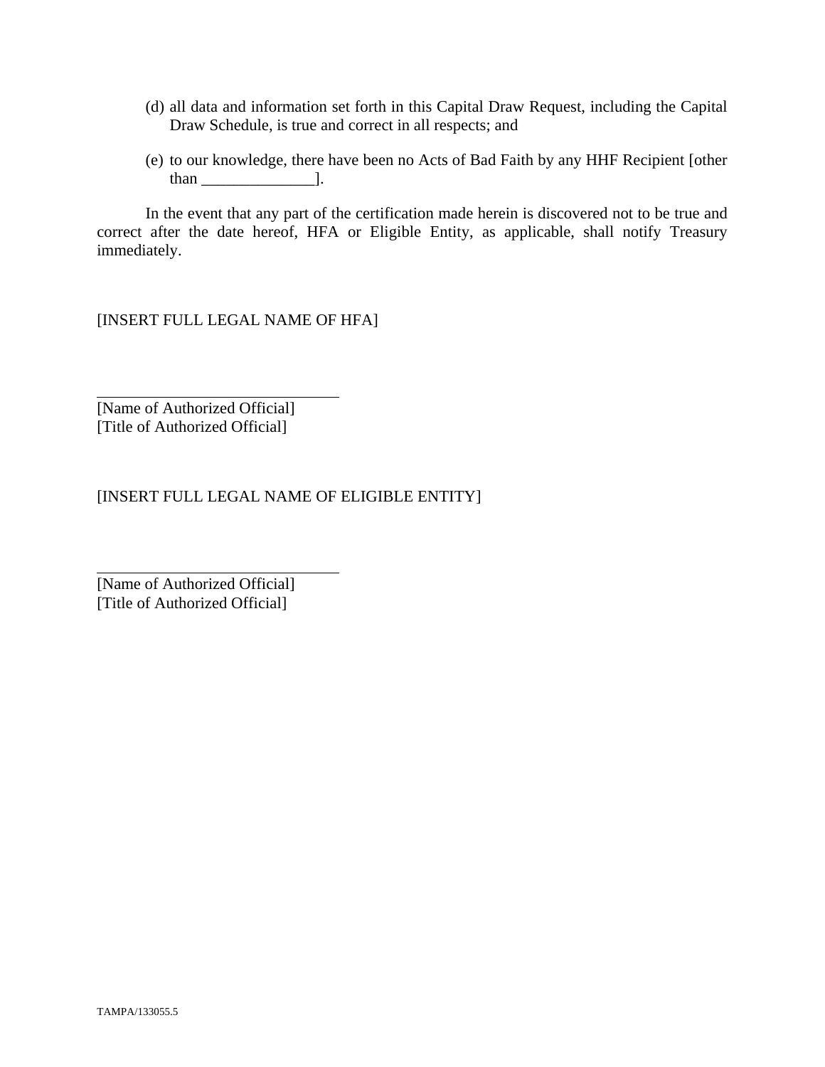(d) all data and information set forth in this Capital Draw Request, including the Capital Draw Schedule, is true and correct in all respects; and

(e) to our knowledge, there have been no Acts of Bad Faith by any HHF Recipient [other than ______________].

In the event that any part of the certification made herein is discovered not to be true and correct after the date hereof, HFA or Eligible Entity, as applicable, shall notify Treasury immediately.

[INSERT FULL LEGAL NAME OF HFA]

______________________________
[Name of Authorized Official]
[Title of Authorized Official]

[INSERT FULL LEGAL NAME OF ELIGIBLE ENTITY]

______________________________
[Name of Authorized Official]
[Title of Authorized Official]

TAMPA/133055.5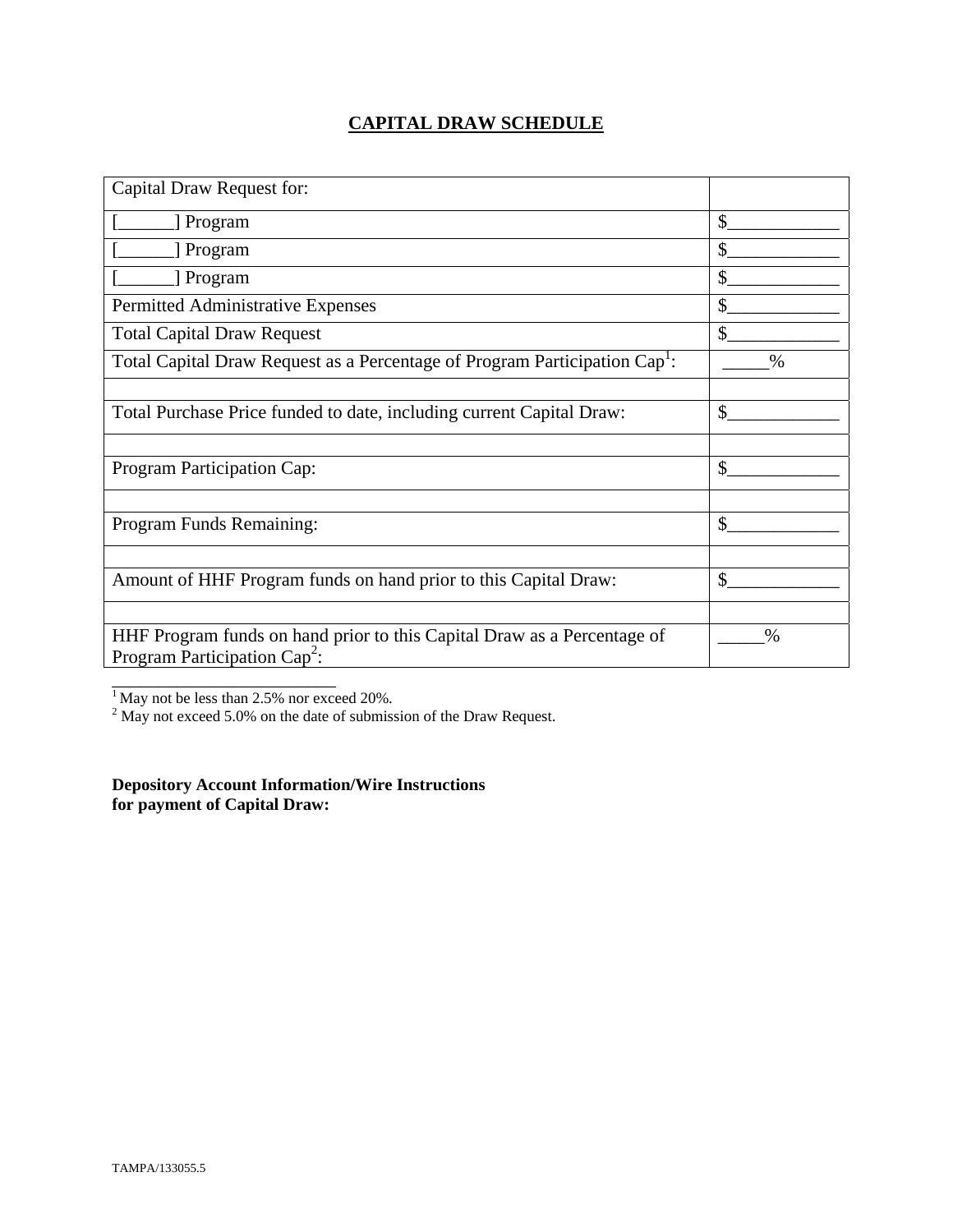# CAPITAL DRAW SCHEDULE

| Capital Draw Request for: | |
|---|---|
| [______] Program | $____________ |
| [______] Program | $____________ |
| [______] Program | $____________ |
| Permitted Administrative Expenses | $____________ |
| Total Capital Draw Request | $____________ |
| Total Capital Draw Request as a Percentage of Program Participation Cap[1]: | _____% |
| | |
| Total Purchase Price funded to date, including current Capital Draw: | $____________ |
| | |
| Program Participation Cap: | $____________ |
| | |
| Program Funds Remaining: | $____________ |
| | |
| Amount of HHF Program funds on hand prior to this Capital Draw: | $____________ |
| | |
| HHF Program funds on hand prior to this Capital Draw as a Percentage of Program Participation Cap[2]: | _____% |

[1] May not be less than 2.5% nor exceed 20%.
[2] May not exceed 5.0% on the date of submission of the Draw Request.

**Depository Account Information/Wire Instructions for payment of Capital Draw:**

TAMPA/133055.5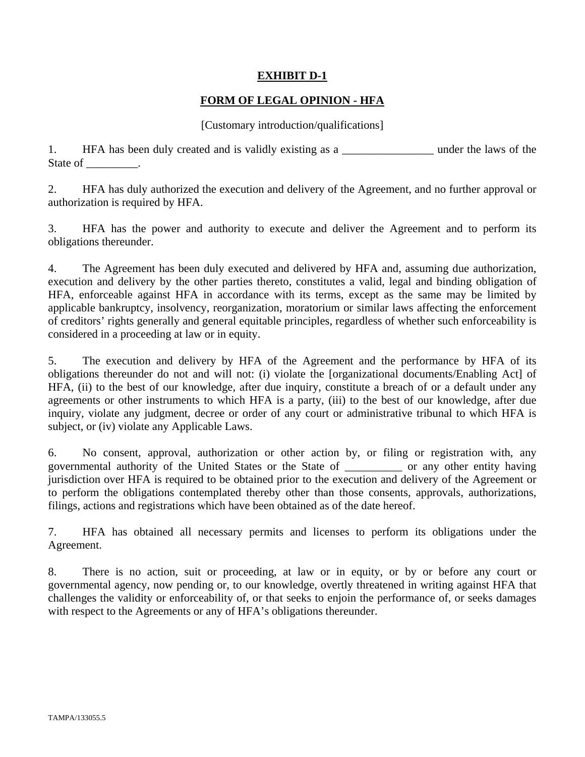# **EXHIBIT D-1**

## **FORM OF LEGAL OPINION - HFA**

[Customary introduction/qualifications]

1. HFA has been duly created and is validly existing as a ________________ under the laws of the State of _________.

2. HFA has duly authorized the execution and delivery of the Agreement, and no further approval or authorization is required by HFA.

3. HFA has the power and authority to execute and deliver the Agreement and to perform its obligations thereunder.

4. The Agreement has been duly executed and delivered by HFA and, assuming due authorization, execution and delivery by the other parties thereto, constitutes a valid, legal and binding obligation of HFA, enforceable against HFA in accordance with its terms, except as the same may be limited by applicable bankruptcy, insolvency, reorganization, moratorium or similar laws affecting the enforcement of creditors' rights generally and general equitable principles, regardless of whether such enforceability is considered in a proceeding at law or in equity.

5. The execution and delivery by HFA of the Agreement and the performance by HFA of its obligations thereunder do not and will not: (i) violate the [organizational documents/Enabling Act] of HFA, (ii) to the best of our knowledge, after due inquiry, constitute a breach of or a default under any agreements or other instruments to which HFA is a party, (iii) to the best of our knowledge, after due inquiry, violate any judgment, decree or order of any court or administrative tribunal to which HFA is subject, or (iv) violate any Applicable Laws.

6. No consent, approval, authorization or other action by, or filing or registration with, any governmental authority of the United States or the State of __________ or any other entity having jurisdiction over HFA is required to be obtained prior to the execution and delivery of the Agreement or to perform the obligations contemplated thereby other than those consents, approvals, authorizations, filings, actions and registrations which have been obtained as of the date hereof.

7. HFA has obtained all necessary permits and licenses to perform its obligations under the Agreement.

8. There is no action, suit or proceeding, at law or in equity, or by or before any court or governmental agency, now pending or, to our knowledge, overtly threatened in writing against HFA that challenges the validity or enforceability of, or that seeks to enjoin the performance of, or seeks damages with respect to the Agreements or any of HFA's obligations thereunder.

TAMPA/133055.5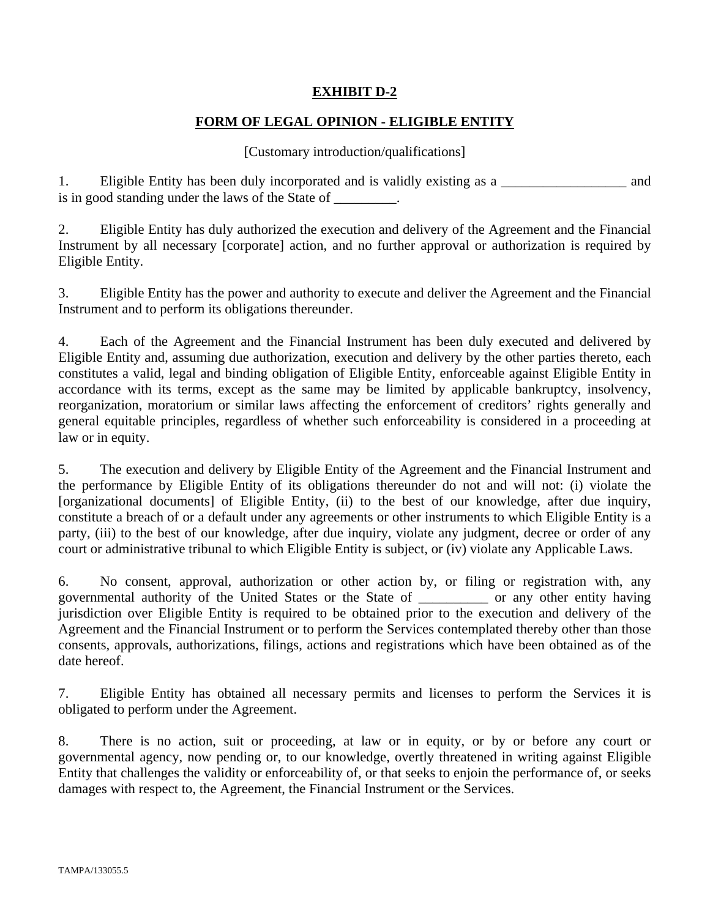# **EXHIBIT D-2**

## **FORM OF LEGAL OPINION - ELIGIBLE ENTITY**

[Customary introduction/qualifications]

1. Eligible Entity has been duly incorporated and is validly existing as a __________________ and is in good standing under the laws of the State of _________.

2. Eligible Entity has duly authorized the execution and delivery of the Agreement and the Financial Instrument by all necessary [corporate] action, and no further approval or authorization is required by Eligible Entity.

3. Eligible Entity has the power and authority to execute and deliver the Agreement and the Financial Instrument and to perform its obligations thereunder.

4. Each of the Agreement and the Financial Instrument has been duly executed and delivered by Eligible Entity and, assuming due authorization, execution and delivery by the other parties thereto, each constitutes a valid, legal and binding obligation of Eligible Entity, enforceable against Eligible Entity in accordance with its terms, except as the same may be limited by applicable bankruptcy, insolvency, reorganization, moratorium or similar laws affecting the enforcement of creditors' rights generally and general equitable principles, regardless of whether such enforceability is considered in a proceeding at law or in equity.

5. The execution and delivery by Eligible Entity of the Agreement and the Financial Instrument and the performance by Eligible Entity of its obligations thereunder do not and will not: (i) violate the [organizational documents] of Eligible Entity, (ii) to the best of our knowledge, after due inquiry, constitute a breach of or a default under any agreements or other instruments to which Eligible Entity is a party, (iii) to the best of our knowledge, after due inquiry, violate any judgment, decree or order of any court or administrative tribunal to which Eligible Entity is subject, or (iv) violate any Applicable Laws.

6. No consent, approval, authorization or other action by, or filing or registration with, any governmental authority of the United States or the State of __________ or any other entity having jurisdiction over Eligible Entity is required to be obtained prior to the execution and delivery of the Agreement and the Financial Instrument or to perform the Services contemplated thereby other than those consents, approvals, authorizations, filings, actions and registrations which have been obtained as of the date hereof.

7. Eligible Entity has obtained all necessary permits and licenses to perform the Services it is obligated to perform under the Agreement.

8. There is no action, suit or proceeding, at law or in equity, or by or before any court or governmental agency, now pending or, to our knowledge, overtly threatened in writing against Eligible Entity that challenges the validity or enforceability of, or that seeks to enjoin the performance of, or seeks damages with respect to, the Agreement, the Financial Instrument or the Services.

TAMPA/133055.5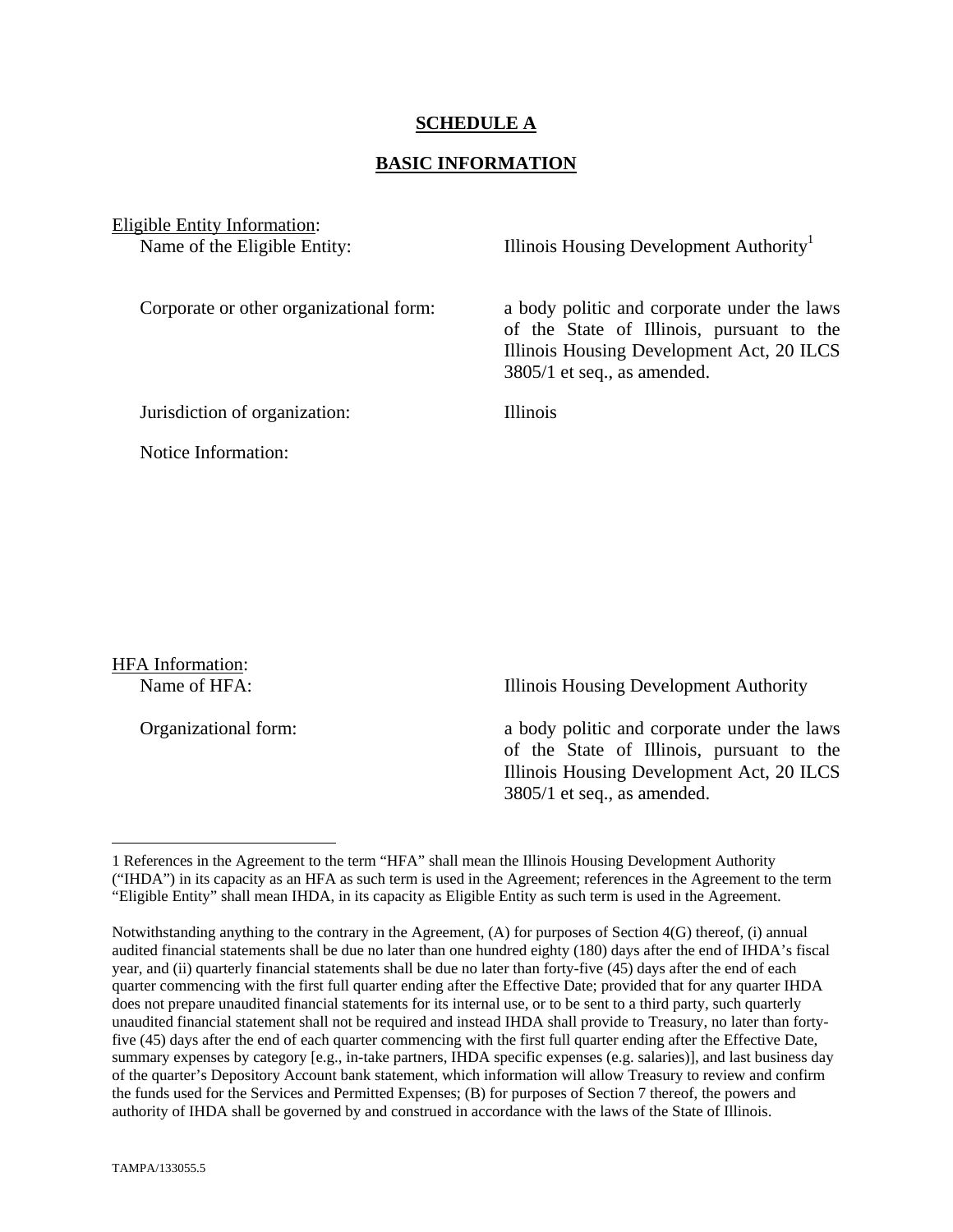**SCHEDULE A**

**BASIC INFORMATION**

Eligible Entity Information:

| | |
|---|---|
| Name of the Eligible Entity: | Illinois Housing Development Authority[1] |
| Corporate or other organizational form: | a body politic and corporate under the laws of the State of Illinois, pursuant to the Illinois Housing Development Act, 20 ILCS 3805/1 et seq., as amended. |
| Jurisdiction of organization: | Illinois |
| Notice Information: | |

HFA Information:

| | |
|---|---|
| Name of HFA: | Illinois Housing Development Authority |
| Organizational form: | a body politic and corporate under the laws of the State of Illinois, pursuant to the Illinois Housing Development Act, 20 ILCS 3805/1 et seq., as amended. |

---

1 References in the Agreement to the term "HFA" shall mean the Illinois Housing Development Authority ("IHDA") in its capacity as an HFA as such term is used in the Agreement; references in the Agreement to the term "Eligible Entity" shall mean IHDA, in its capacity as Eligible Entity as such term is used in the Agreement.

Notwithstanding anything to the contrary in the Agreement, (A) for purposes of Section 4(G) thereof, (i) annual audited financial statements shall be due no later than one hundred eighty (180) days after the end of IHDA's fiscal year, and (ii) quarterly financial statements shall be due no later than forty-five (45) days after the end of each quarter commencing with the first full quarter ending after the Effective Date; provided that for any quarter IHDA does not prepare unaudited financial statements for its internal use, or to be sent to a third party, such quarterly unaudited financial statement shall not be required and instead IHDA shall provide to Treasury, no later than forty-five (45) days after the end of each quarter commencing with the first full quarter ending after the Effective Date, summary expenses by category [e.g., in-take partners, IHDA specific expenses (e.g. salaries)], and last business day of the quarter's Depository Account bank statement, which information will allow Treasury to review and confirm the funds used for the Services and Permitted Expenses; (B) for purposes of Section 7 thereof, the powers and authority of IHDA shall be governed by and construed in accordance with the laws of the State of Illinois.

TAMPA/133055.5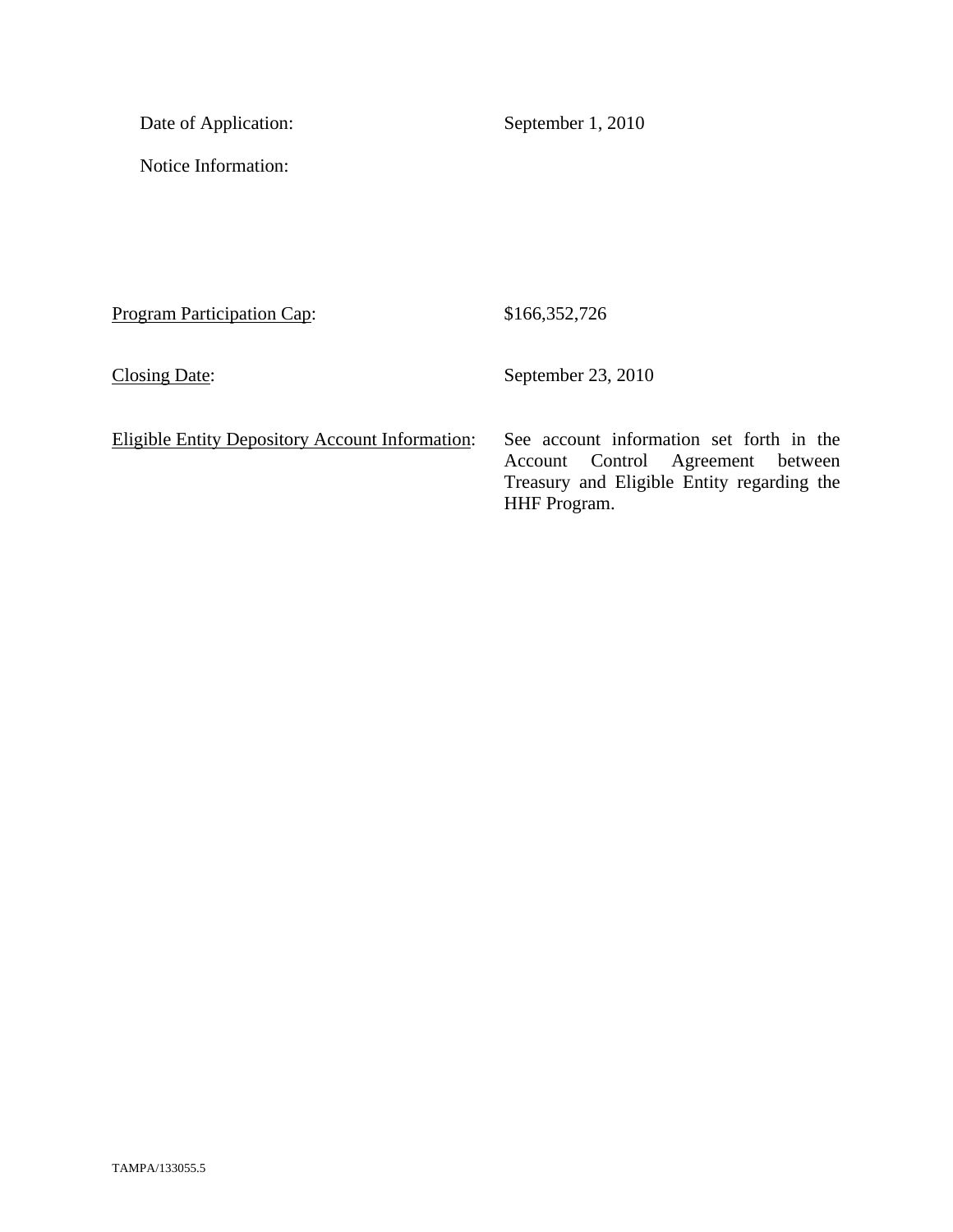Date of Application: September 1, 2010

Notice Information:

<u>Program Participation Cap</u>: $166,352,726

<u>Closing Date</u>: September 23, 2010

<u>Eligible Entity Depository Account Information</u>: See account information set forth in the Account Control Agreement between Treasury and Eligible Entity regarding the HHF Program.

TAMPA/133055.5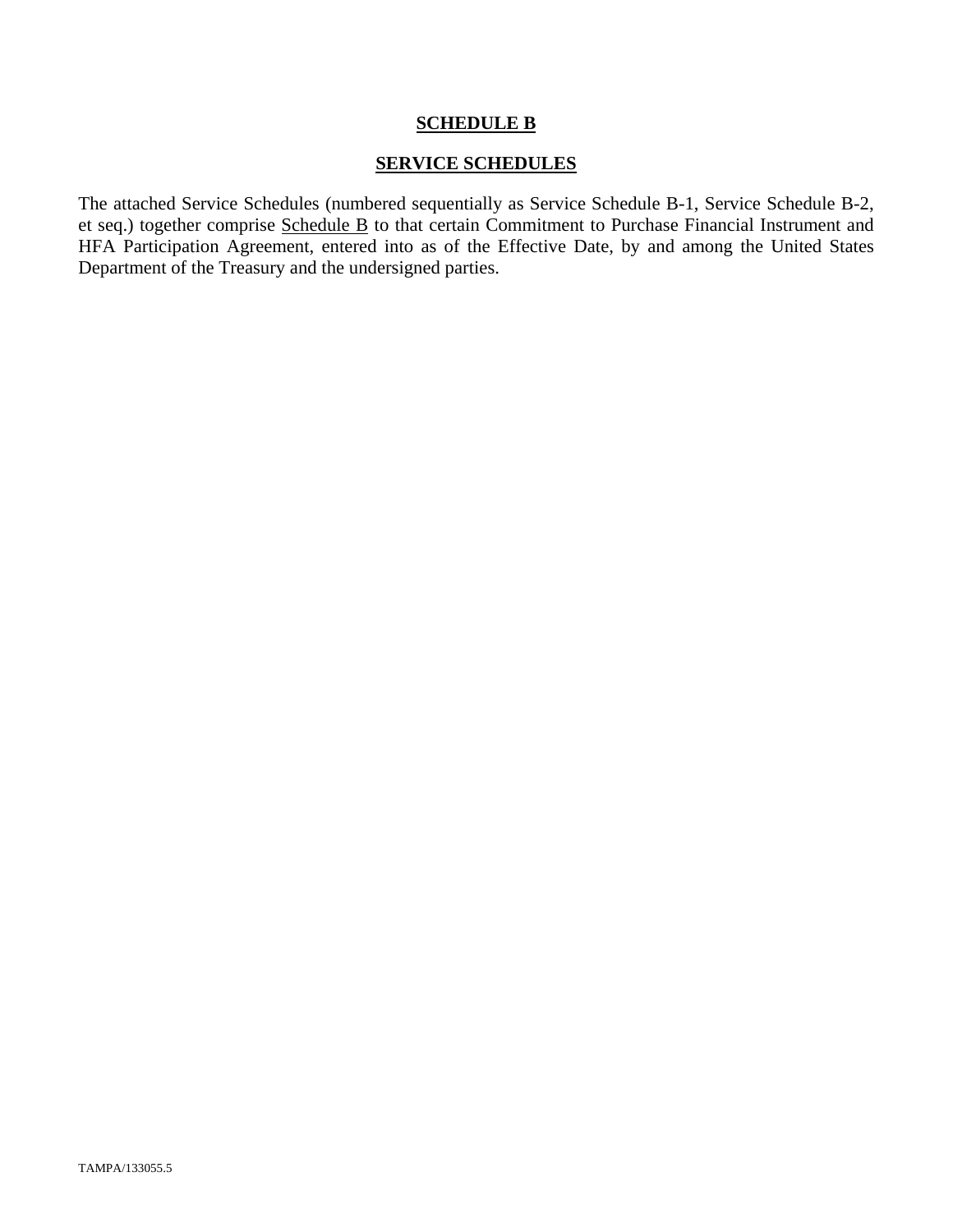# SCHEDULE B

## SERVICE SCHEDULES

The attached Service Schedules (numbered sequentially as Service Schedule B-1, Service Schedule B-2, et seq.) together comprise Schedule B to that certain Commitment to Purchase Financial Instrument and HFA Participation Agreement, entered into as of the Effective Date, by and among the United States Department of the Treasury and the undersigned parties.

TAMPA/133055.5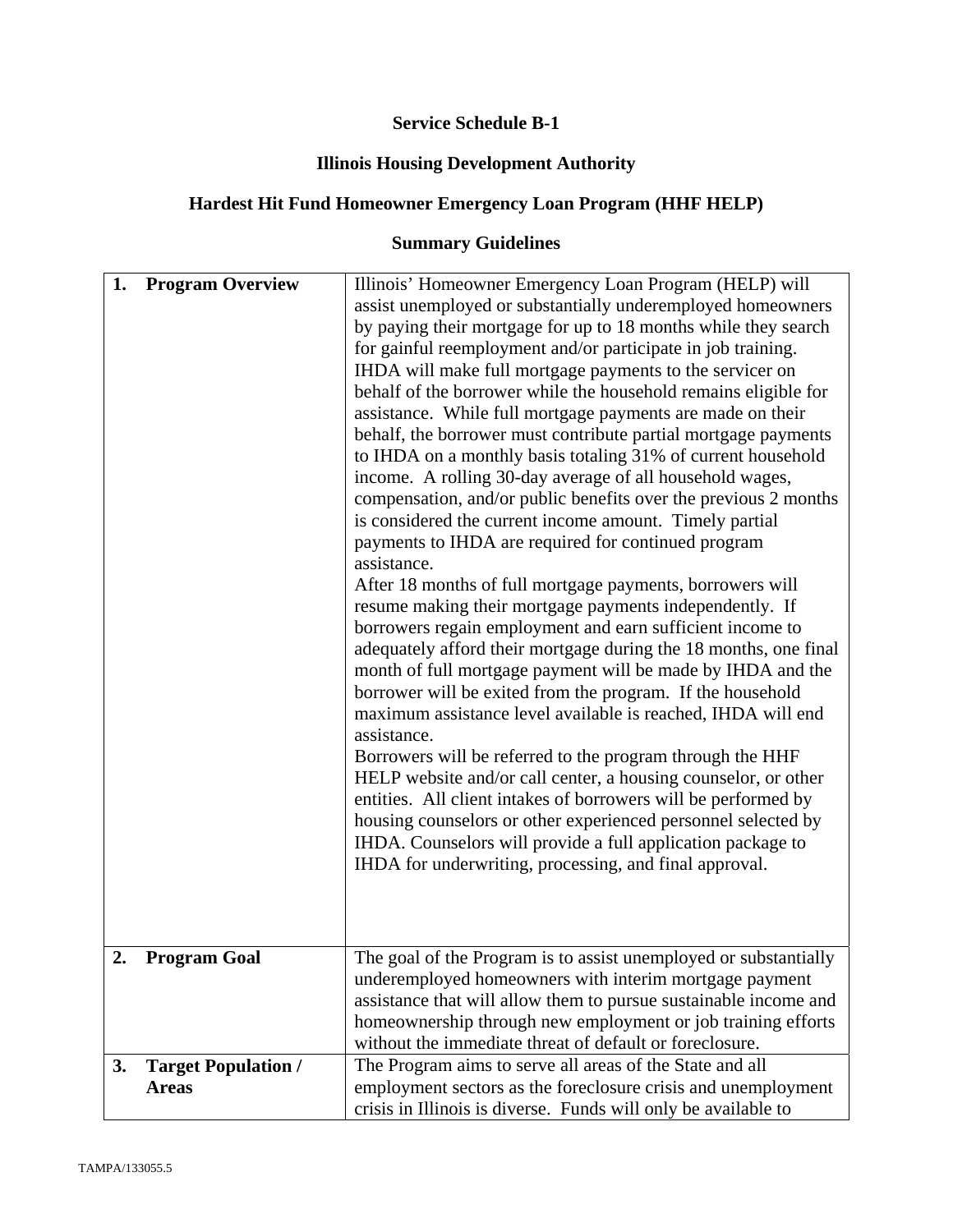**Service Schedule B-1**

**Illinois Housing Development Authority**

**Hardest Hit Fund Homeowner Emergency Loan Program (HHF HELP)**

**Summary Guidelines**

| | |
|---|---|
| **1. Program Overview** | Illinois' Homeowner Emergency Loan Program (HELP) will assist unemployed or substantially underemployed homeowners by paying their mortgage for up to 18 months while they search for gainful reemployment and/or participate in job training. IHDA will make full mortgage payments to the servicer on behalf of the borrower while the household remains eligible for assistance. While full mortgage payments are made on their behalf, the borrower must contribute partial mortgage payments to IHDA on a monthly basis totaling 31% of current household income. A rolling 30-day average of all household wages, compensation, and/or public benefits over the previous 2 months is considered the current income amount. Timely partial payments to IHDA are required for continued program assistance.<br>After 18 months of full mortgage payments, borrowers will resume making their mortgage payments independently. If borrowers regain employment and earn sufficient income to adequately afford their mortgage during the 18 months, one final month of full mortgage payment will be made by IHDA and the borrower will be exited from the program. If the household maximum assistance level available is reached, IHDA will end assistance.<br>Borrowers will be referred to the program through the HHF HELP website and/or call center, a housing counselor, or other entities. All client intakes of borrowers will be performed by housing counselors or other experienced personnel selected by IHDA. Counselors will provide a full application package to IHDA for underwriting, processing, and final approval. |
| **2. Program Goal** | The goal of the Program is to assist unemployed or substantially underemployed homeowners with interim mortgage payment assistance that will allow them to pursue sustainable income and homeownership through new employment or job training efforts without the immediate threat of default or foreclosure. |
| **3. Target Population / Areas** | The Program aims to serve all areas of the State and all employment sectors as the foreclosure crisis and unemployment crisis in Illinois is diverse. Funds will only be available to |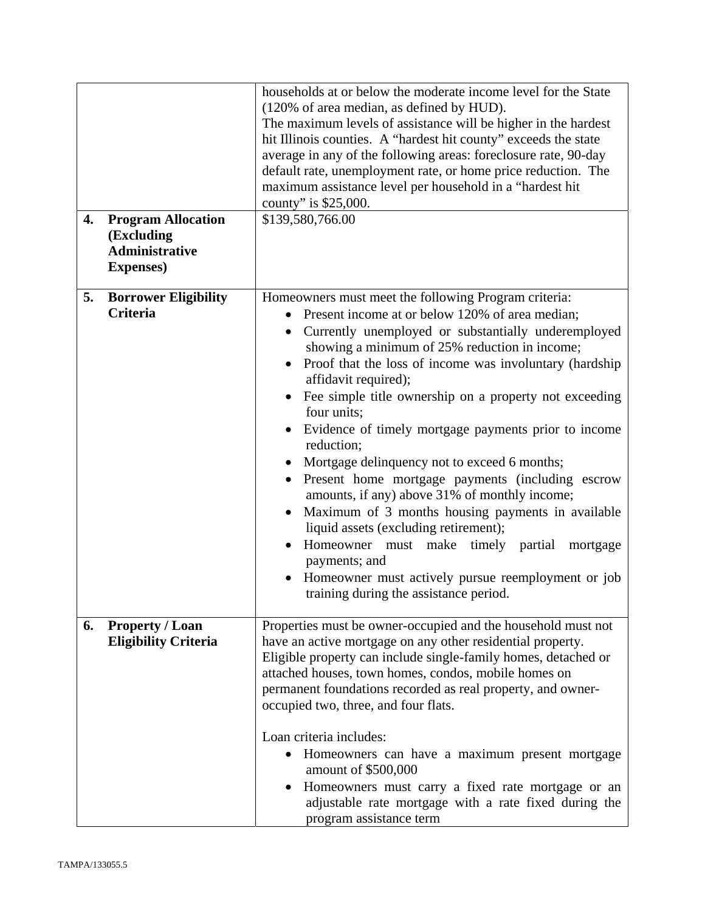| | |
|---|---|
| | households at or below the moderate income level for the State (120% of area median, as defined by HUD).<br>The maximum levels of assistance will be higher in the hardest hit Illinois counties. A "hardest hit county" exceeds the state average in any of the following areas: foreclosure rate, 90-day default rate, unemployment rate, or home price reduction. The maximum assistance level per household in a "hardest hit county" is $25,000. |
| **4. Program Allocation (Excluding Administrative Expenses)** | $139,580,766.00 |
| **5. Borrower Eligibility Criteria** | Homeowners must meet the following Program criteria:<br>• Present income at or below 120% of area median;<br>• Currently unemployed or substantially underemployed showing a minimum of 25% reduction in income;<br>• Proof that the loss of income was involuntary (hardship affidavit required);<br>• Fee simple title ownership on a property not exceeding four units;<br>• Evidence of timely mortgage payments prior to income reduction;<br>• Mortgage delinquency not to exceed 6 months;<br>• Present home mortgage payments (including escrow amounts, if any) above 31% of monthly income;<br>• Maximum of 3 months housing payments in available liquid assets (excluding retirement);<br>• Homeowner must make timely partial mortgage payments; and<br>• Homeowner must actively pursue reemployment or job training during the assistance period. |
| **6. Property / Loan Eligibility Criteria** | Properties must be owner-occupied and the household must not have an active mortgage on any other residential property. Eligible property can include single-family homes, detached or attached houses, town homes, condos, mobile homes on permanent foundations recorded as real property, and owner-occupied two, three, and four flats.<br><br>Loan criteria includes:<br>• Homeowners can have a maximum present mortgage amount of $500,000<br>• Homeowners must carry a fixed rate mortgage or an adjustable rate mortgage with a rate fixed during the program assistance term |

TAMPA/133055.5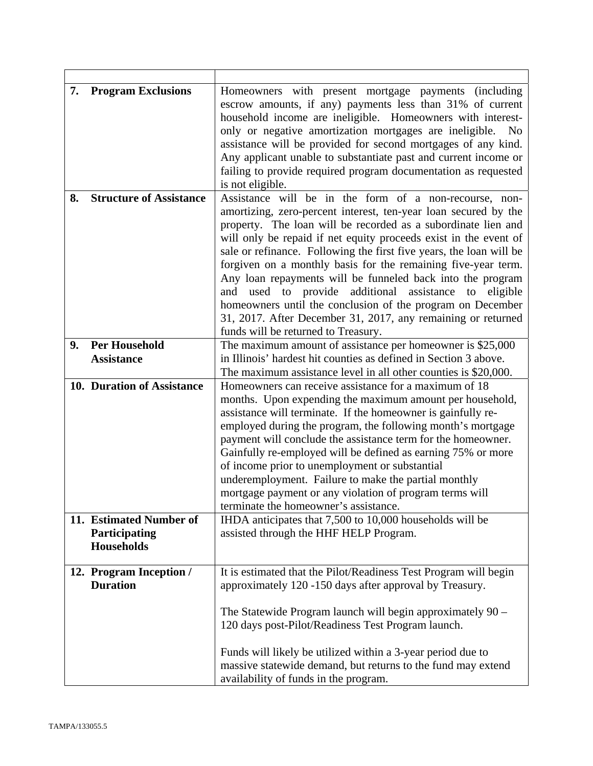| | |
|---|---|
| **7. Program Exclusions** | Homeowners with present mortgage payments (including escrow amounts, if any) payments less than 31% of current household income are ineligible. Homeowners with interest-only or negative amortization mortgages are ineligible. No assistance will be provided for second mortgages of any kind. Any applicant unable to substantiate past and current income or failing to provide required program documentation as requested is not eligible. |
| **8. Structure of Assistance** | Assistance will be in the form of a non-recourse, non-amortizing, zero-percent interest, ten-year loan secured by the property. The loan will be recorded as a subordinate lien and will only be repaid if net equity proceeds exist in the event of sale or refinance. Following the first five years, the loan will be forgiven on a monthly basis for the remaining five-year term. Any loan repayments will be funneled back into the program and used to provide additional assistance to eligible homeowners until the conclusion of the program on December 31, 2017. After December 31, 2017, any remaining or returned funds will be returned to Treasury. |
| **9. Per Household Assistance** | The maximum amount of assistance per homeowner is $25,000 in Illinois' hardest hit counties as defined in Section 3 above. The maximum assistance level in all other counties is $20,000. |
| **10. Duration of Assistance** | Homeowners can receive assistance for a maximum of 18 months. Upon expending the maximum amount per household, assistance will terminate. If the homeowner is gainfully re-employed during the program, the following month's mortgage payment will conclude the assistance term for the homeowner. Gainfully re-employed will be defined as earning 75% or more of income prior to unemployment or substantial underemployment. Failure to make the partial monthly mortgage payment or any violation of program terms will terminate the homeowner's assistance. |
| **11. Estimated Number of Participating Households** | IHDA anticipates that 7,500 to 10,000 households will be assisted through the HHF HELP Program. |
| **12. Program Inception / Duration** | It is estimated that the Pilot/Readiness Test Program will begin approximately 120 -150 days after approval by Treasury.<br><br>The Statewide Program launch will begin approximately 90 – 120 days post-Pilot/Readiness Test Program launch.<br><br>Funds will likely be utilized within a 3-year period due to massive statewide demand, but returns to the fund may extend availability of funds in the program. |

TAMPA/133055.5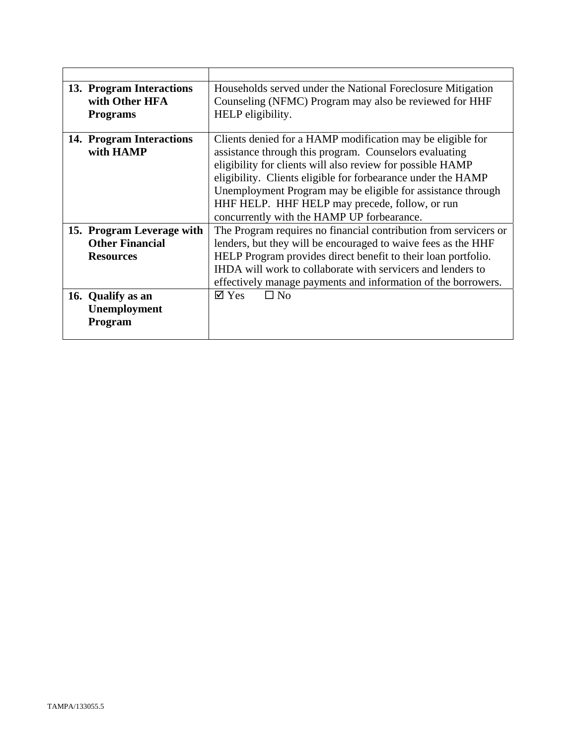| | |
|---|---|
| **13. Program Interactions with Other HFA Programs** | Households served under the National Foreclosure Mitigation Counseling (NFMC) Program may also be reviewed for HHF HELP eligibility. |
| **14. Program Interactions with HAMP** | Clients denied for a HAMP modification may be eligible for assistance through this program. Counselors evaluating eligibility for clients will also review for possible HAMP eligibility. Clients eligible for forbearance under the HAMP Unemployment Program may be eligible for assistance through HHF HELP. HHF HELP may precede, follow, or run concurrently with the HAMP UP forbearance. |
| **15. Program Leverage with Other Financial Resources** | The Program requires no financial contribution from servicers or lenders, but they will be encouraged to waive fees as the HHF HELP Program provides direct benefit to their loan portfolio. IHDA will work to collaborate with servicers and lenders to effectively manage payments and information of the borrowers. |
| **16. Qualify as an Unemployment Program** | ☑ Yes ☐ No |

TAMPA/133055.5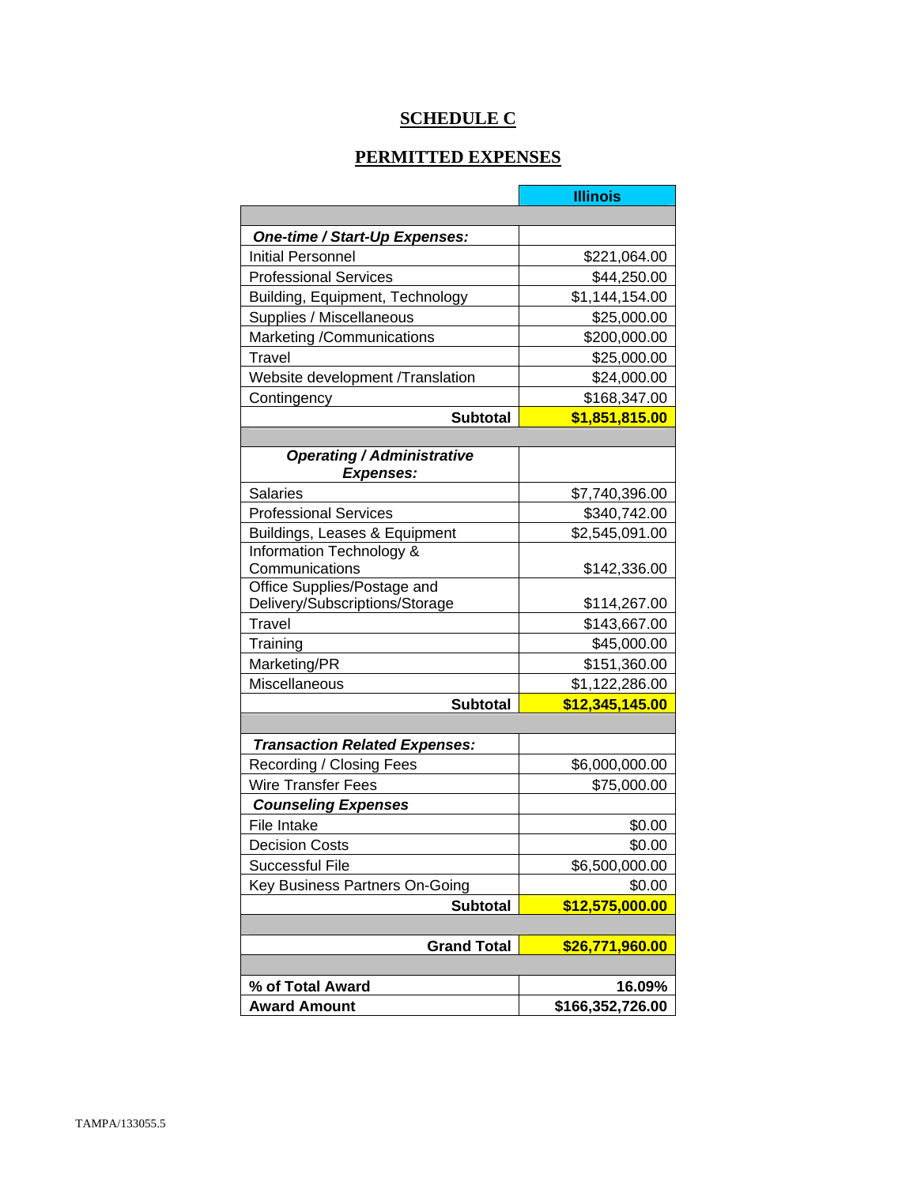# SCHEDULE C

## PERMITTED EXPENSES

| | Illinois |
|---|---|
| | |
| ***One-time / Start-Up Expenses:*** | |
| Initial Personnel | $221,064.00 |
| Professional Services | $44,250.00 |
| Building, Equipment, Technology | $1,144,154.00 |
| Supplies / Miscellaneous | $25,000.00 |
| Marketing /Communications | $200,000.00 |
| Travel | $25,000.00 |
| Website development /Translation | $24,000.00 |
| Contingency | $168,347.00 |
| **Subtotal** | **$1,851,815.00** |
| | |
| ***Operating / Administrative Expenses:*** | |
| Salaries | $7,740,396.00 |
| Professional Services | $340,742.00 |
| Buildings, Leases & Equipment | $2,545,091.00 |
| Information Technology & Communications | $142,336.00 |
| Office Supplies/Postage and Delivery/Subscriptions/Storage | $114,267.00 |
| Travel | $143,667.00 |
| Training | $45,000.00 |
| Marketing/PR | $151,360.00 |
| Miscellaneous | $1,122,286.00 |
| **Subtotal** | **$12,345,145.00** |
| | |
| ***Transaction Related Expenses:*** | |
| Recording / Closing Fees | $6,000,000.00 |
| Wire Transfer Fees | $75,000.00 |
| ***Counseling Expenses*** | |
| File Intake | $0.00 |
| Decision Costs | $0.00 |
| Successful File | $6,500,000.00 |
| Key Business Partners On-Going | $0.00 |
| **Subtotal** | **$12,575,000.00** |
| | |
| **Grand Total** | **$26,771,960.00** |
| | |
| **% of Total Award** | **16.09%** |
| **Award Amount** | **$166,352,726.00** |

TAMPA/133055.5